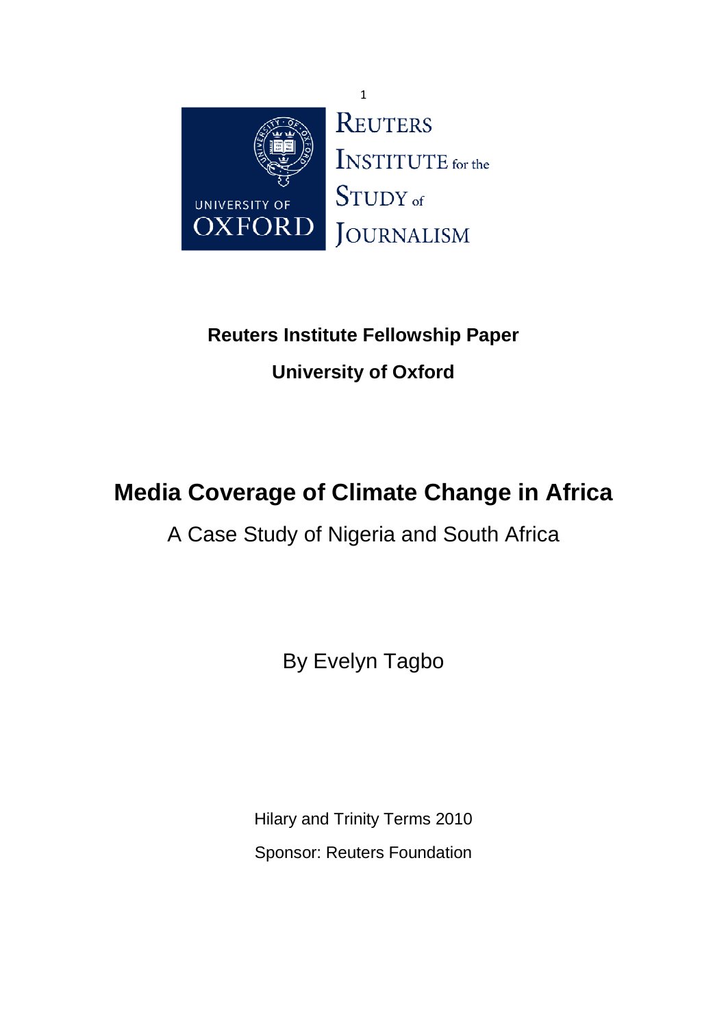REUTERS INSTITUTE for the STUDY of JOURNALISM

UNIVERSITY OF OXFORD

**Reuters Institute Fellowship Paper**

**University of Oxford**

# Media Coverage of Climate Change in Africa

## A Case Study of Nigeria and South Africa

By Evelyn Tagbo

Hilary and Trinity Terms 2010

Sponsor: Reuters Foundation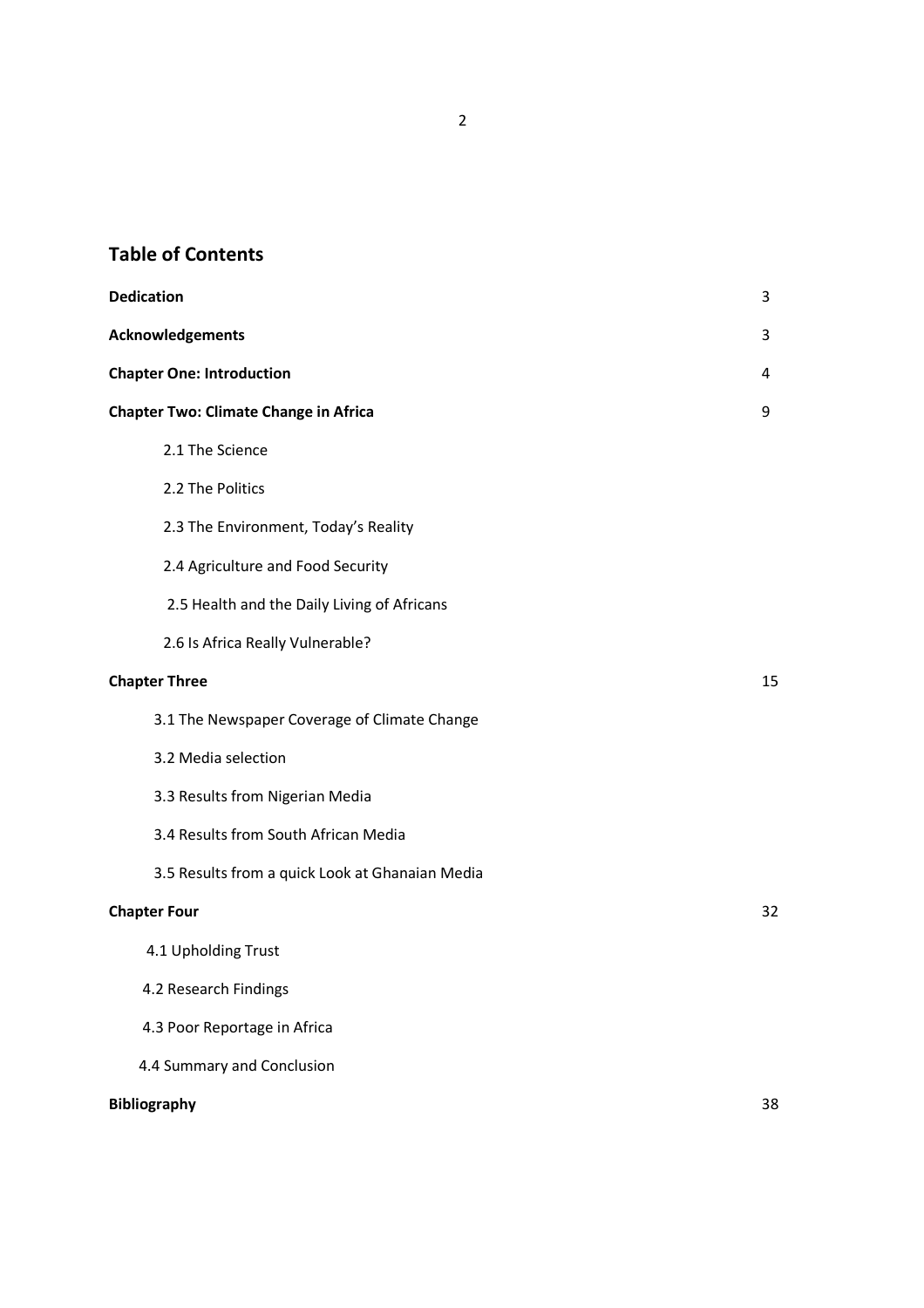## Table of Contents

| | |
|---|---|
| **Dedication** | 3 |
| **Acknowledgements** | 3 |
| **Chapter One: Introduction** | 4 |
| **Chapter Two: Climate Change in Africa** | 9 |
| 2.1 The Science | |
| 2.2 The Politics | |
| 2.3 The Environment, Today's Reality | |
| 2.4 Agriculture and Food Security | |
| 2.5 Health and the Daily Living of Africans | |
| 2.6 Is Africa Really Vulnerable? | |
| **Chapter Three** | 15 |
| 3.1 The Newspaper Coverage of Climate Change | |
| 3.2 Media selection | |
| 3.3 Results from Nigerian Media | |
| 3.4 Results from South African Media | |
| 3.5 Results from a quick Look at Ghanaian Media | |
| **Chapter Four** | 32 |
| 4.1 Upholding Trust | |
| 4.2 Research Findings | |
| 4.3 Poor Reportage in Africa | |
| 4.4 Summary and Conclusion | |
| **Bibliography** | 38 |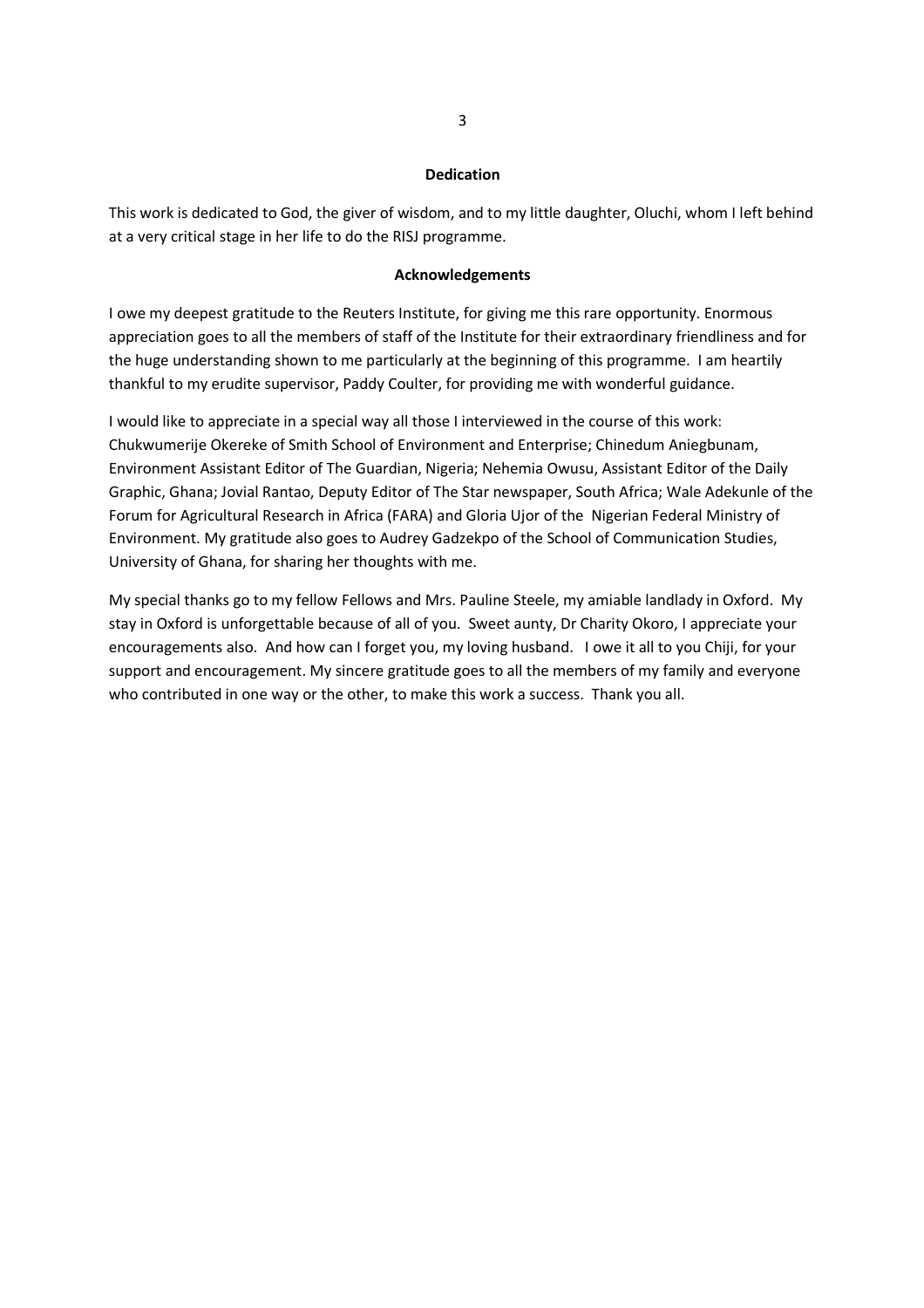## Dedication

This work is dedicated to God, the giver of wisdom, and to my little daughter, Oluchi, whom I left behind at a very critical stage in her life to do the RISJ programme.

## Acknowledgements

I owe my deepest gratitude to the Reuters Institute, for giving me this rare opportunity. Enormous appreciation goes to all the members of staff of the Institute for their extraordinary friendliness and for the huge understanding shown to me particularly at the beginning of this programme. I am heartily thankful to my erudite supervisor, Paddy Coulter, for providing me with wonderful guidance.

I would like to appreciate in a special way all those I interviewed in the course of this work: Chukwumerije Okereke of Smith School of Environment and Enterprise; Chinedum Aniegbunam, Environment Assistant Editor of The Guardian, Nigeria; Nehemia Owusu, Assistant Editor of the Daily Graphic, Ghana; Jovial Rantao, Deputy Editor of The Star newspaper, South Africa; Wale Adekunle of the Forum for Agricultural Research in Africa (FARA) and Gloria Ujor of the Nigerian Federal Ministry of Environment. My gratitude also goes to Audrey Gadzekpo of the School of Communication Studies, University of Ghana, for sharing her thoughts with me.

My special thanks go to my fellow Fellows and Mrs. Pauline Steele, my amiable landlady in Oxford. My stay in Oxford is unforgettable because of all of you. Sweet aunty, Dr Charity Okoro, I appreciate your encouragements also. And how can I forget you, my loving husband. I owe it all to you Chiji, for your support and encouragement. My sincere gratitude goes to all the members of my family and everyone who contributed in one way or the other, to make this work a success. Thank you all.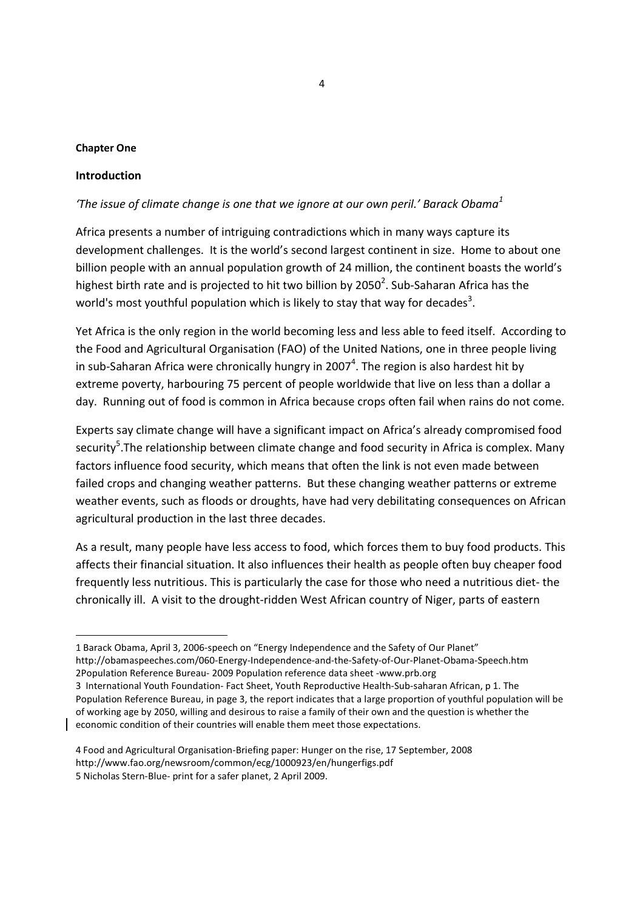**Chapter One**

## Introduction

*'The issue of climate change is one that we ignore at our own peril.' Barack Obama*[1]

Africa presents a number of intriguing contradictions which in many ways capture its development challenges. It is the world's second largest continent in size. Home to about one billion people with an annual population growth of 24 million, the continent boasts the world's highest birth rate and is projected to hit two billion by 2050[2]. Sub-Saharan Africa has the world's most youthful population which is likely to stay that way for decades[3].

Yet Africa is the only region in the world becoming less and less able to feed itself. According to the Food and Agricultural Organisation (FAO) of the United Nations, one in three people living in sub-Saharan Africa were chronically hungry in 2007[4]. The region is also hardest hit by extreme poverty, harbouring 75 percent of people worldwide that live on less than a dollar a day. Running out of food is common in Africa because crops often fail when rains do not come.

Experts say climate change will have a significant impact on Africa's already compromised food security[5].The relationship between climate change and food security in Africa is complex. Many factors influence food security, which means that often the link is not even made between failed crops and changing weather patterns. But these changing weather patterns or extreme weather events, such as floods or droughts, have had very debilitating consequences on African agricultural production in the last three decades.

As a result, many people have less access to food, which forces them to buy food products. This affects their financial situation. It also influences their health as people often buy cheaper food frequently less nutritious. This is particularly the case for those who need a nutritious diet- the chronically ill. A visit to the drought-ridden West African country of Niger, parts of eastern

---

1 Barack Obama, April 3, 2006-speech on "Energy Independence and the Safety of Our Planet" http://obamaspeeches.com/060-Energy-Independence-and-the-Safety-of-Our-Planet-Obama-Speech.htm

2Population Reference Bureau- 2009 Population reference data sheet -www.prb.org

3 International Youth Foundation- Fact Sheet, Youth Reproductive Health-Sub-saharan African, p 1. The Population Reference Bureau, in page 3, the report indicates that a large proportion of youthful population will be of working age by 2050, willing and desirous to raise a family of their own and the question is whether the economic condition of their countries will enable them meet those expectations.

4 Food and Agricultural Organisation-Briefing paper: Hunger on the rise, 17 September, 2008 http://www.fao.org/newsroom/common/ecg/1000923/en/hungerfigs.pdf

5 Nicholas Stern-Blue- print for a safer planet, 2 April 2009.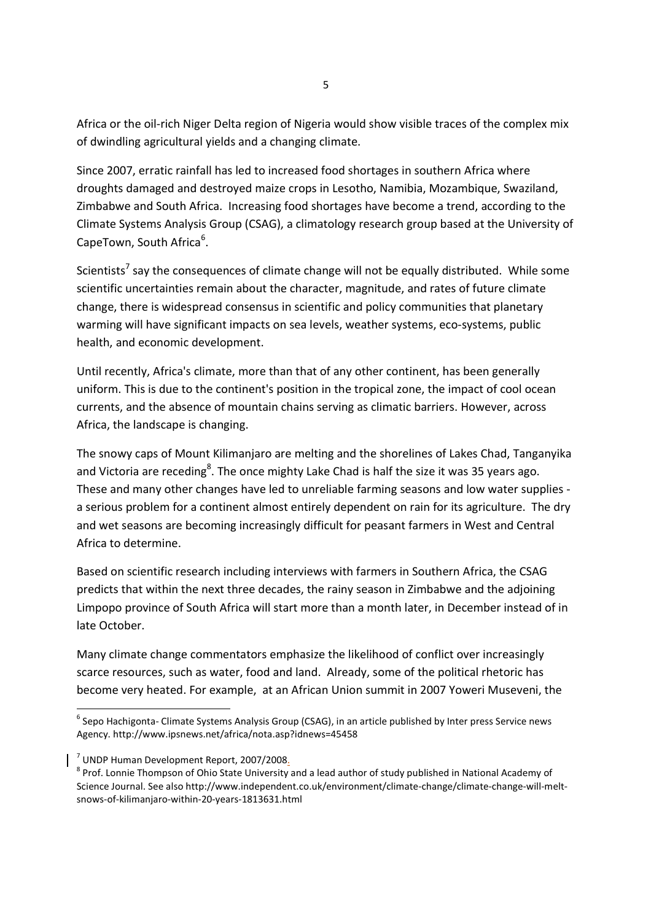Africa or the oil-rich Niger Delta region of Nigeria would show visible traces of the complex mix of dwindling agricultural yields and a changing climate.

Since 2007, erratic rainfall has led to increased food shortages in southern Africa where droughts damaged and destroyed maize crops in Lesotho, Namibia, Mozambique, Swaziland, Zimbabwe and South Africa. Increasing food shortages have become a trend, according to the Climate Systems Analysis Group (CSAG), a climatology research group based at the University of CapeTown, South Africa[6].

Scientists[7] say the consequences of climate change will not be equally distributed. While some scientific uncertainties remain about the character, magnitude, and rates of future climate change, there is widespread consensus in scientific and policy communities that planetary warming will have significant impacts on sea levels, weather systems, eco-systems, public health, and economic development.

Until recently, Africa's climate, more than that of any other continent, has been generally uniform. This is due to the continent's position in the tropical zone, the impact of cool ocean currents, and the absence of mountain chains serving as climatic barriers. However, across Africa, the landscape is changing.

The snowy caps of Mount Kilimanjaro are melting and the shorelines of Lakes Chad, Tanganyika and Victoria are receding[8]. The once mighty Lake Chad is half the size it was 35 years ago. These and many other changes have led to unreliable farming seasons and low water supplies - a serious problem for a continent almost entirely dependent on rain for its agriculture. The dry and wet seasons are becoming increasingly difficult for peasant farmers in West and Central Africa to determine.

Based on scientific research including interviews with farmers in Southern Africa, the CSAG predicts that within the next three decades, the rainy season in Zimbabwe and the adjoining Limpopo province of South Africa will start more than a month later, in December instead of in late October.

Many climate change commentators emphasize the likelihood of conflict over increasingly scarce resources, such as water, food and land. Already, some of the political rhetoric has become very heated. For example, at an African Union summit in 2007 Yoweri Museveni, the

---

[6] Sepo Hachigonta- Climate Systems Analysis Group (CSAG), in an article published by Inter press Service news Agency. http://www.ipsnews.net/africa/nota.asp?idnews=45458

[7] UNDP Human Development Report, 2007/2008.

[8] Prof. Lonnie Thompson of Ohio State University and a lead author of study published in National Academy of Science Journal. See also http://www.independent.co.uk/environment/climate-change/climate-change-will-melt-snows-of-kilimanjaro-within-20-years-1813631.html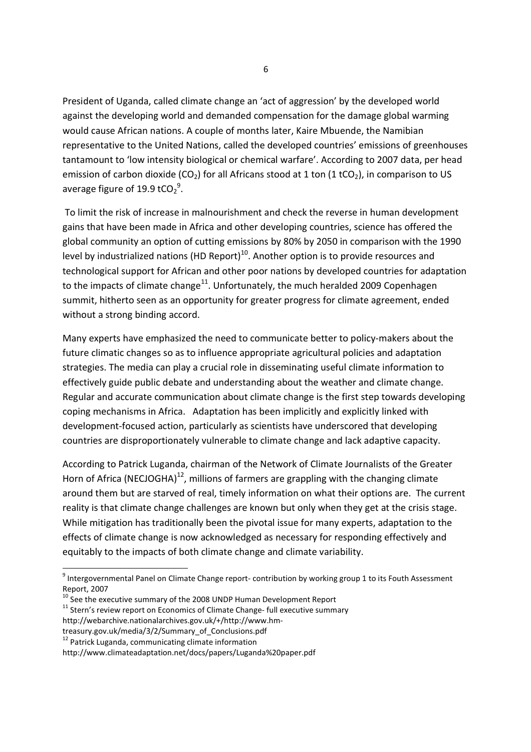President of Uganda, called climate change an 'act of aggression' by the developed world against the developing world and demanded compensation for the damage global warming would cause African nations. A couple of months later, Kaire Mbuende, the Namibian representative to the United Nations, called the developed countries' emissions of greenhouses tantamount to 'low intensity biological or chemical warfare'. According to 2007 data, per head emission of carbon dioxide ($CO_2$) for all Africans stood at 1 ton (1 $tCO_2$), in comparison to US average figure of 19.9 $tCO_2$[9].

To limit the risk of increase in malnourishment and check the reverse in human development gains that have been made in Africa and other developing countries, science has offered the global community an option of cutting emissions by 80% by 2050 in comparison with the 1990 level by industrialized nations (HD Report)[10]. Another option is to provide resources and technological support for African and other poor nations by developed countries for adaptation to the impacts of climate change[11]. Unfortunately, the much heralded 2009 Copenhagen summit, hitherto seen as an opportunity for greater progress for climate agreement, ended without a strong binding accord.

Many experts have emphasized the need to communicate better to policy-makers about the future climatic changes so as to influence appropriate agricultural policies and adaptation strategies. The media can play a crucial role in disseminating useful climate information to effectively guide public debate and understanding about the weather and climate change. Regular and accurate communication about climate change is the first step towards developing coping mechanisms in Africa. Adaptation has been implicitly and explicitly linked with development-focused action, particularly as scientists have underscored that developing countries are disproportionately vulnerable to climate change and lack adaptive capacity.

According to Patrick Luganda, chairman of the Network of Climate Journalists of the Greater Horn of Africa (NECJOGHA)[12], millions of farmers are grappling with the changing climate around them but are starved of real, timely information on what their options are. The current reality is that climate change challenges are known but only when they get at the crisis stage. While mitigation has traditionally been the pivotal issue for many experts, adaptation to the effects of climate change is now acknowledged as necessary for responding effectively and equitably to the impacts of both climate change and climate variability.

---

[9] Intergovernmental Panel on Climate Change report- contribution by working group 1 to its Fouth Assessment Report, 2007

[10] See the executive summary of the 2008 UNDP Human Development Report

[11] Stern's review report on Economics of Climate Change- full executive summary http://webarchive.nationalarchives.gov.uk/+/http://www.hm-treasury.gov.uk/media/3/2/Summary_of_Conclusions.pdf

[12] Patrick Luganda, communicating climate information http://www.climateadaptation.net/docs/papers/Luganda%20paper.pdf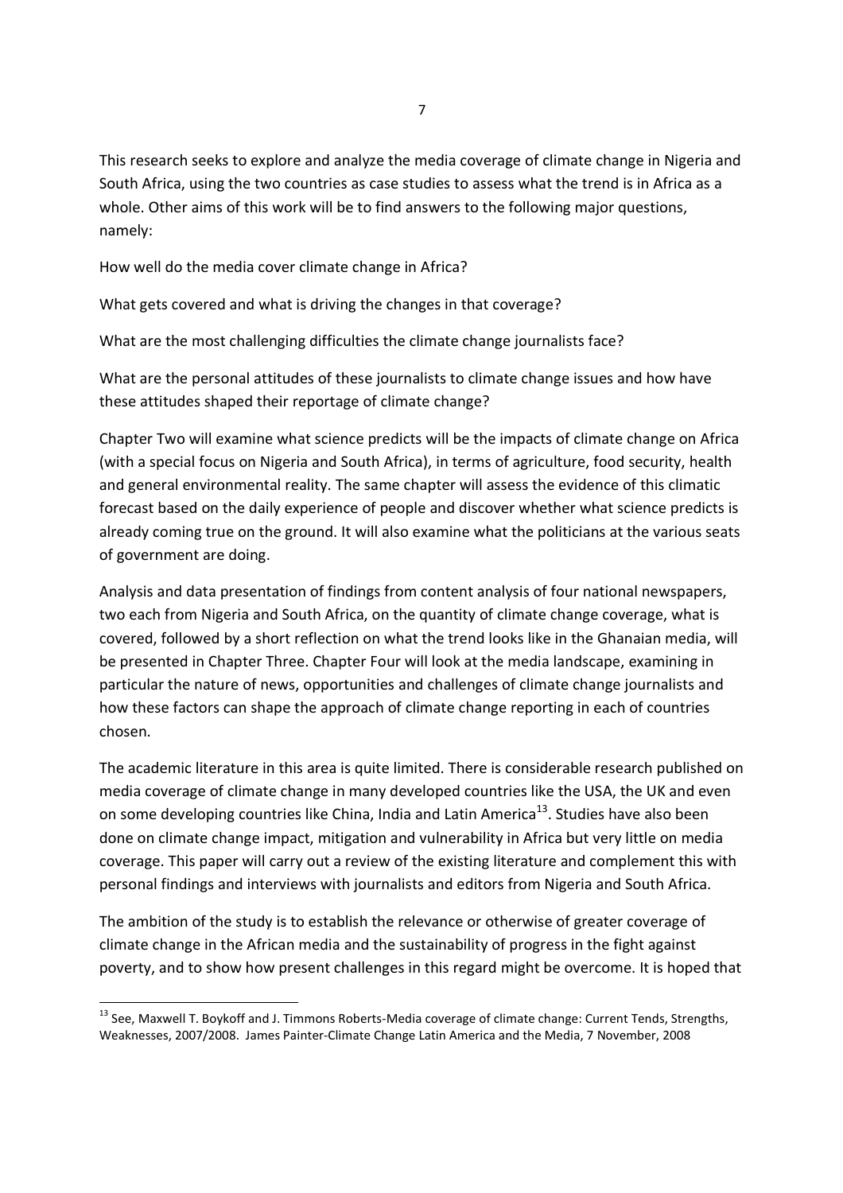This research seeks to explore and analyze the media coverage of climate change in Nigeria and South Africa, using the two countries as case studies to assess what the trend is in Africa as a whole. Other aims of this work will be to find answers to the following major questions, namely:

How well do the media cover climate change in Africa?

What gets covered and what is driving the changes in that coverage?

What are the most challenging difficulties the climate change journalists face?

What are the personal attitudes of these journalists to climate change issues and how have these attitudes shaped their reportage of climate change?

Chapter Two will examine what science predicts will be the impacts of climate change on Africa (with a special focus on Nigeria and South Africa), in terms of agriculture, food security, health and general environmental reality. The same chapter will assess the evidence of this climatic forecast based on the daily experience of people and discover whether what science predicts is already coming true on the ground. It will also examine what the politicians at the various seats of government are doing.

Analysis and data presentation of findings from content analysis of four national newspapers, two each from Nigeria and South Africa, on the quantity of climate change coverage, what is covered, followed by a short reflection on what the trend looks like in the Ghanaian media, will be presented in Chapter Three. Chapter Four will look at the media landscape, examining in particular the nature of news, opportunities and challenges of climate change journalists and how these factors can shape the approach of climate change reporting in each of countries chosen.

The academic literature in this area is quite limited. There is considerable research published on media coverage of climate change in many developed countries like the USA, the UK and even on some developing countries like China, India and Latin America[13]. Studies have also been done on climate change impact, mitigation and vulnerability in Africa but very little on media coverage. This paper will carry out a review of the existing literature and complement this with personal findings and interviews with journalists and editors from Nigeria and South Africa.

The ambition of the study is to establish the relevance or otherwise of greater coverage of climate change in the African media and the sustainability of progress in the fight against poverty, and to show how present challenges in this regard might be overcome. It is hoped that

[13] See, Maxwell T. Boykoff and J. Timmons Roberts-Media coverage of climate change: Current Tends, Strengths, Weaknesses, 2007/2008. James Painter-Climate Change Latin America and the Media, 7 November, 2008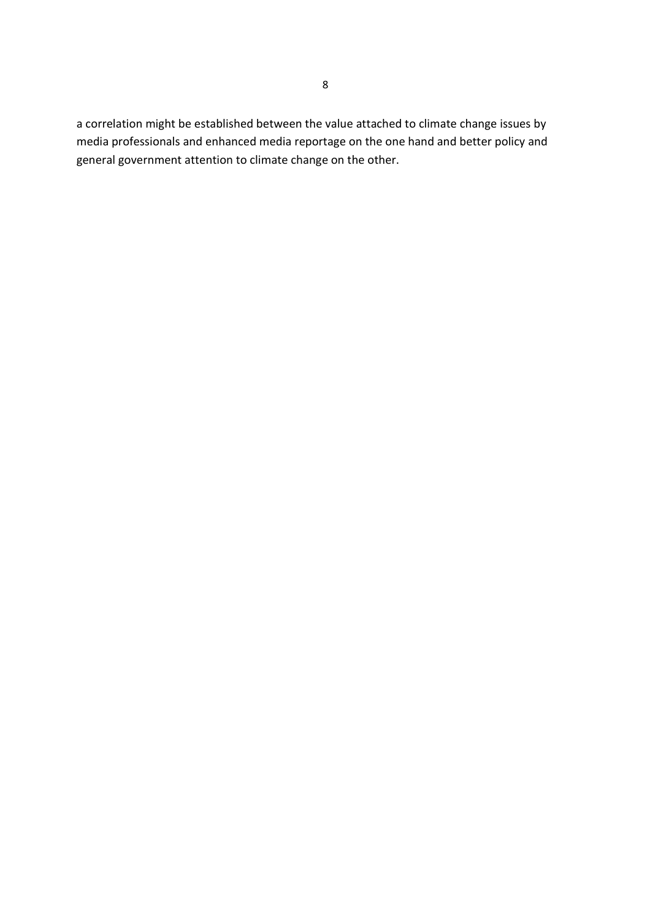a correlation might be established between the value attached to climate change issues by media professionals and enhanced media reportage on the one hand and better policy and general government attention to climate change on the other.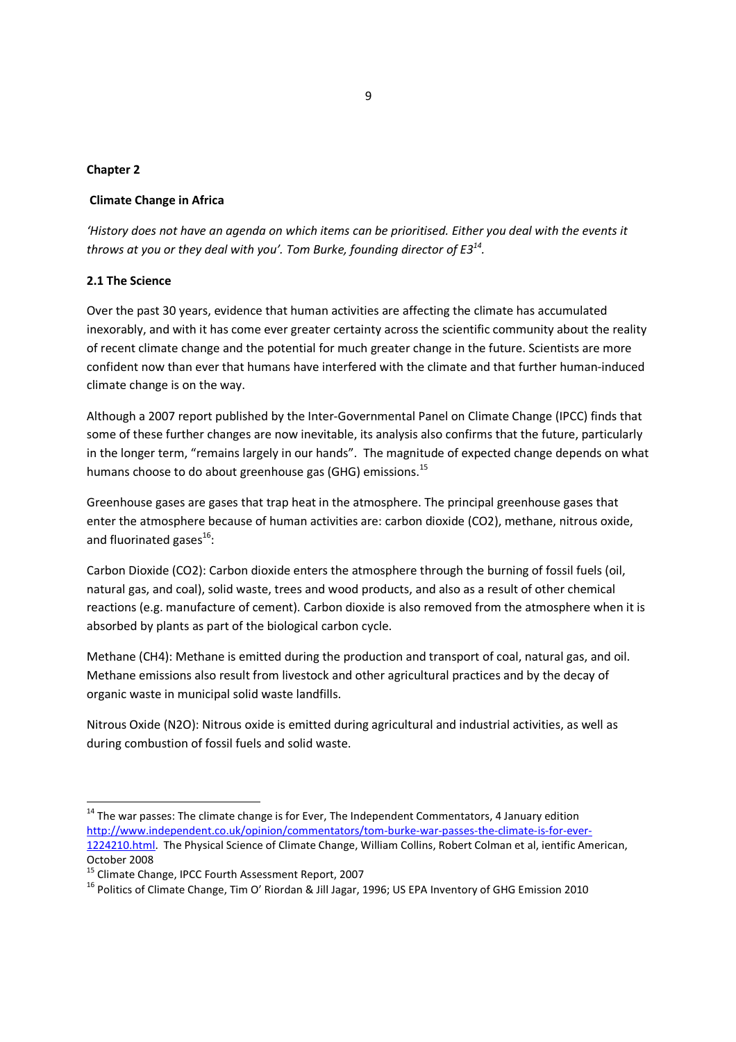## Chapter 2

### Climate Change in Africa

*'History does not have an agenda on which items can be prioritised. Either you deal with the events it throws at you or they deal with you'. Tom Burke, founding director of E3*[14].

### 2.1 The Science

Over the past 30 years, evidence that human activities are affecting the climate has accumulated inexorably, and with it has come ever greater certainty across the scientific community about the reality of recent climate change and the potential for much greater change in the future. Scientists are more confident now than ever that humans have interfered with the climate and that further human-induced climate change is on the way.

Although a 2007 report published by the Inter-Governmental Panel on Climate Change (IPCC) finds that some of these further changes are now inevitable, its analysis also confirms that the future, particularly in the longer term, "remains largely in our hands". The magnitude of expected change depends on what humans choose to do about greenhouse gas (GHG) emissions.[15]

Greenhouse gases are gases that trap heat in the atmosphere. The principal greenhouse gases that enter the atmosphere because of human activities are: carbon dioxide ($CO_2$), methane, nitrous oxide, and fluorinated gases[16]:

Carbon Dioxide ($CO_2$): Carbon dioxide enters the atmosphere through the burning of fossil fuels (oil, natural gas, and coal), solid waste, trees and wood products, and also as a result of other chemical reactions (e.g. manufacture of cement). Carbon dioxide is also removed from the atmosphere when it is absorbed by plants as part of the biological carbon cycle.

Methane ($CH_4$): Methane is emitted during the production and transport of coal, natural gas, and oil. Methane emissions also result from livestock and other agricultural practices and by the decay of organic waste in municipal solid waste landfills.

Nitrous Oxide ($N_2O$): Nitrous oxide is emitted during agricultural and industrial activities, as well as during combustion of fossil fuels and solid waste.

---

[14] The war passes: The climate change is for Ever, The Independent Commentators, 4 January edition http://www.independent.co.uk/opinion/commentators/tom-burke-war-passes-the-climate-is-for-ever-1224210.html. The Physical Science of Climate Change, William Collins, Robert Colman et al, ientific American, October 2008

[15] Climate Change, IPCC Fourth Assessment Report, 2007

[16] Politics of Climate Change, Tim O' Riordan & Jill Jagar, 1996; US EPA Inventory of GHG Emission 2010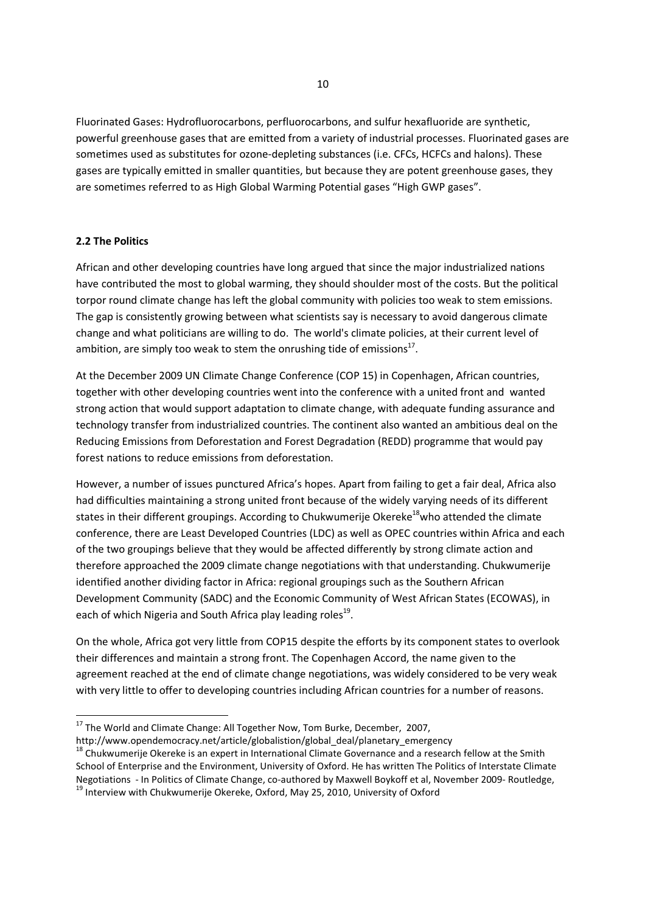Fluorinated Gases: Hydrofluorocarbons, perfluorocarbons, and sulfur hexafluoride are synthetic, powerful greenhouse gases that are emitted from a variety of industrial processes. Fluorinated gases are sometimes used as substitutes for ozone-depleting substances (i.e. CFCs, HCFCs and halons). These gases are typically emitted in smaller quantities, but because they are potent greenhouse gases, they are sometimes referred to as High Global Warming Potential gases "High GWP gases".

### 2.2 The Politics

African and other developing countries have long argued that since the major industrialized nations have contributed the most to global warming, they should shoulder most of the costs. But the political torpor round climate change has left the global community with policies too weak to stem emissions. The gap is consistently growing between what scientists say is necessary to avoid dangerous climate change and what politicians are willing to do. The world's climate policies, at their current level of ambition, are simply too weak to stem the onrushing tide of emissions[17].

At the December 2009 UN Climate Change Conference (COP 15) in Copenhagen, African countries, together with other developing countries went into the conference with a united front and wanted strong action that would support adaptation to climate change, with adequate funding assurance and technology transfer from industrialized countries. The continent also wanted an ambitious deal on the Reducing Emissions from Deforestation and Forest Degradation (REDD) programme that would pay forest nations to reduce emissions from deforestation.

However, a number of issues punctured Africa's hopes. Apart from failing to get a fair deal, Africa also had difficulties maintaining a strong united front because of the widely varying needs of its different states in their different groupings. According to Chukwumerije Okereke[18] who attended the climate conference, there are Least Developed Countries (LDC) as well as OPEC countries within Africa and each of the two groupings believe that they would be affected differently by strong climate action and therefore approached the 2009 climate change negotiations with that understanding. Chukwumerije identified another dividing factor in Africa: regional groupings such as the Southern African Development Community (SADC) and the Economic Community of West African States (ECOWAS), in each of which Nigeria and South Africa play leading roles[19].

On the whole, Africa got very little from COP15 despite the efforts by its component states to overlook their differences and maintain a strong front. The Copenhagen Accord, the name given to the agreement reached at the end of climate change negotiations, was widely considered to be very weak with very little to offer to developing countries including African countries for a number of reasons.

---

[17] The World and Climate Change: All Together Now, Tom Burke, December, 2007, http://www.opendemocracy.net/article/globalistion/global_deal/planetary_emergency

[18] Chukwumerije Okereke is an expert in International Climate Governance and a research fellow at the Smith School of Enterprise and the Environment, University of Oxford. He has written The Politics of Interstate Climate Negotiations - In Politics of Climate Change, co-authored by Maxwell Boykoff et al, November 2009- Routledge,

[19] Interview with Chukwumerije Okereke, Oxford, May 25, 2010, University of Oxford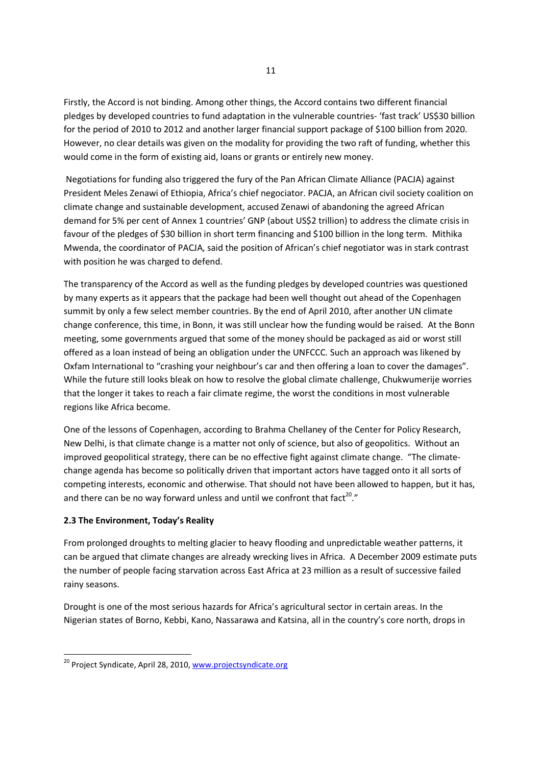Firstly, the Accord is not binding. Among other things, the Accord contains two different financial pledges by developed countries to fund adaptation in the vulnerable countries- 'fast track' US$30 billion for the period of 2010 to 2012 and another larger financial support package of $100 billion from 2020. However, no clear details was given on the modality for providing the two raft of funding, whether this would come in the form of existing aid, loans or grants or entirely new money.

Negotiations for funding also triggered the fury of the Pan African Climate Alliance (PACJA) against President Meles Zenawi of Ethiopia, Africa's chief negociator. PACJA, an African civil society coalition on climate change and sustainable development, accused Zenawi of abandoning the agreed African demand for 5% per cent of Annex 1 countries' GNP (about US$2 trillion) to address the climate crisis in favour of the pledges of $30 billion in short term financing and $100 billion in the long term. Mithika Mwenda, the coordinator of PACJA, said the position of African's chief negotiator was in stark contrast with position he was charged to defend.

The transparency of the Accord as well as the funding pledges by developed countries was questioned by many experts as it appears that the package had been well thought out ahead of the Copenhagen summit by only a few select member countries. By the end of April 2010, after another UN climate change conference, this time, in Bonn, it was still unclear how the funding would be raised. At the Bonn meeting, some governments argued that some of the money should be packaged as aid or worst still offered as a loan instead of being an obligation under the UNFCCC. Such an approach was likened by Oxfam International to "crashing your neighbour's car and then offering a loan to cover the damages". While the future still looks bleak on how to resolve the global climate challenge, Chukwumerije worries that the longer it takes to reach a fair climate regime, the worst the conditions in most vulnerable regions like Africa become.

One of the lessons of Copenhagen, according to Brahma Chellaney of the Center for Policy Research, New Delhi, is that climate change is a matter not only of science, but also of geopolitics. Without an improved geopolitical strategy, there can be no effective fight against climate change. "The climate-change agenda has become so politically driven that important actors have tagged onto it all sorts of competing interests, economic and otherwise. That should not have been allowed to happen, but it has, and there can be no way forward unless and until we confront that fact[20]."

**2.3 The Environment, Today's Reality**

From prolonged droughts to melting glacier to heavy flooding and unpredictable weather patterns, it can be argued that climate changes are already wrecking lives in Africa. A December 2009 estimate puts the number of people facing starvation across East Africa at 23 million as a result of successive failed rainy seasons.

Drought is one of the most serious hazards for Africa's agricultural sector in certain areas. In the Nigerian states of Borno, Kebbi, Kano, Nassarawa and Katsina, all in the country's core north, drops in

---

[20] Project Syndicate, April 28, 2010, www.projectsyndicate.org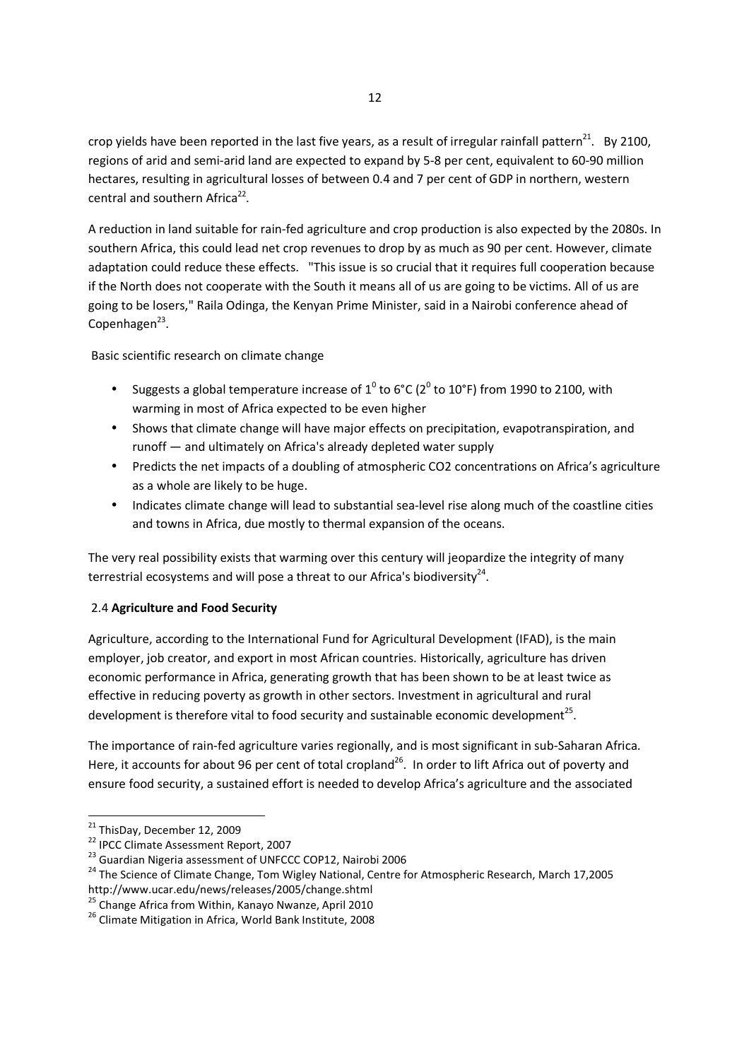crop yields have been reported in the last five years, as a result of irregular rainfall pattern[21]. By 2100, regions of arid and semi-arid land are expected to expand by 5-8 per cent, equivalent to 60-90 million hectares, resulting in agricultural losses of between 0.4 and 7 per cent of GDP in northern, western central and southern Africa[22].

A reduction in land suitable for rain-fed agriculture and crop production is also expected by the 2080s. In southern Africa, this could lead net crop revenues to drop by as much as 90 per cent. However, climate adaptation could reduce these effects. "This issue is so crucial that it requires full cooperation because if the North does not cooperate with the South it means all of us are going to be victims. All of us are going to be losers," Raila Odinga, the Kenyan Prime Minister, said in a Nairobi conference ahead of Copenhagen[23].

Basic scientific research on climate change

- Suggests a global temperature increase of $1^0$ to 6°C ($2^0$ to 10°F) from 1990 to 2100, with warming in most of Africa expected to be even higher
- Shows that climate change will have major effects on precipitation, evapotranspiration, and runoff — and ultimately on Africa's already depleted water supply
- Predicts the net impacts of a doubling of atmospheric $CO_2$ concentrations on Africa's agriculture as a whole are likely to be huge.
- Indicates climate change will lead to substantial sea-level rise along much of the coastline cities and towns in Africa, due mostly to thermal expansion of the oceans.

The very real possibility exists that warming over this century will jeopardize the integrity of many terrestrial ecosystems and will pose a threat to our Africa's biodiversity[24].

### 2.4 **Agriculture and Food Security**

Agriculture, according to the International Fund for Agricultural Development (IFAD), is the main employer, job creator, and export in most African countries. Historically, agriculture has driven economic performance in Africa, generating growth that has been shown to be at least twice as effective in reducing poverty as growth in other sectors. Investment in agricultural and rural development is therefore vital to food security and sustainable economic development[25].

The importance of rain-fed agriculture varies regionally, and is most significant in sub-Saharan Africa. Here, it accounts for about 96 per cent of total cropland[26]. In order to lift Africa out of poverty and ensure food security, a sustained effort is needed to develop Africa's agriculture and the associated

---

[21] ThisDay, December 12, 2009

[22] IPCC Climate Assessment Report, 2007

[23] Guardian Nigeria assessment of UNFCCC COP12, Nairobi 2006

[24] The Science of Climate Change, Tom Wigley National, Centre for Atmospheric Research, March 17,2005 http://www.ucar.edu/news/releases/2005/change.shtml

[25] Change Africa from Within, Kanayo Nwanze, April 2010

[26] Climate Mitigation in Africa, World Bank Institute, 2008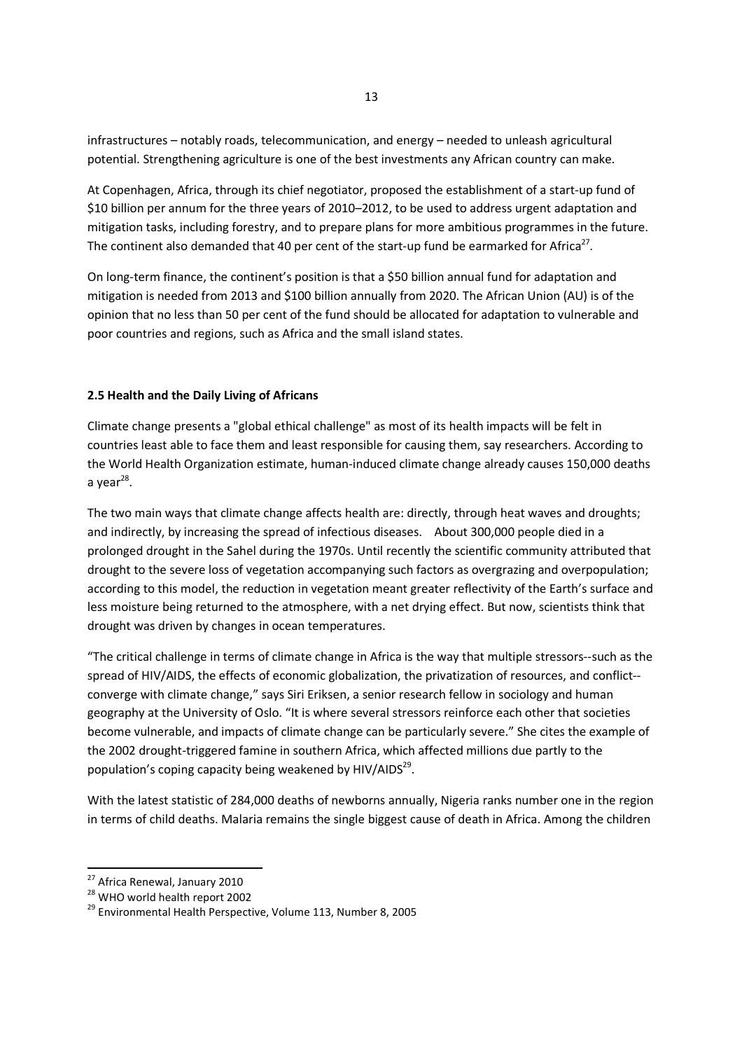infrastructures – notably roads, telecommunication, and energy – needed to unleash agricultural potential. Strengthening agriculture is one of the best investments any African country can make.

At Copenhagen, Africa, through its chief negotiator, proposed the establishment of a start-up fund of $10 billion per annum for the three years of 2010–2012, to be used to address urgent adaptation and mitigation tasks, including forestry, and to prepare plans for more ambitious programmes in the future. The continent also demanded that 40 per cent of the start-up fund be earmarked for Africa[27].

On long-term finance, the continent's position is that a $50 billion annual fund for adaptation and mitigation is needed from 2013 and $100 billion annually from 2020. The African Union (AU) is of the opinion that no less than 50 per cent of the fund should be allocated for adaptation to vulnerable and poor countries and regions, such as Africa and the small island states.

### 2.5 Health and the Daily Living of Africans

Climate change presents a "global ethical challenge" as most of its health impacts will be felt in countries least able to face them and least responsible for causing them, say researchers. According to the World Health Organization estimate, human-induced climate change already causes 150,000 deaths a year[28].

The two main ways that climate change affects health are: directly, through heat waves and droughts; and indirectly, by increasing the spread of infectious diseases. About 300,000 people died in a prolonged drought in the Sahel during the 1970s. Until recently the scientific community attributed that drought to the severe loss of vegetation accompanying such factors as overgrazing and overpopulation; according to this model, the reduction in vegetation meant greater reflectivity of the Earth's surface and less moisture being returned to the atmosphere, with a net drying effect. But now, scientists think that drought was driven by changes in ocean temperatures.

"The critical challenge in terms of climate change in Africa is the way that multiple stressors--such as the spread of HIV/AIDS, the effects of economic globalization, the privatization of resources, and conflict--converge with climate change," says Siri Eriksen, a senior research fellow in sociology and human geography at the University of Oslo. "It is where several stressors reinforce each other that societies become vulnerable, and impacts of climate change can be particularly severe." She cites the example of the 2002 drought-triggered famine in southern Africa, which affected millions due partly to the population's coping capacity being weakened by HIV/AIDS[29].

With the latest statistic of 284,000 deaths of newborns annually, Nigeria ranks number one in the region in terms of child deaths. Malaria remains the single biggest cause of death in Africa. Among the children

---

[27] Africa Renewal, January 2010

[28] WHO world health report 2002

[29] Environmental Health Perspective, Volume 113, Number 8, 2005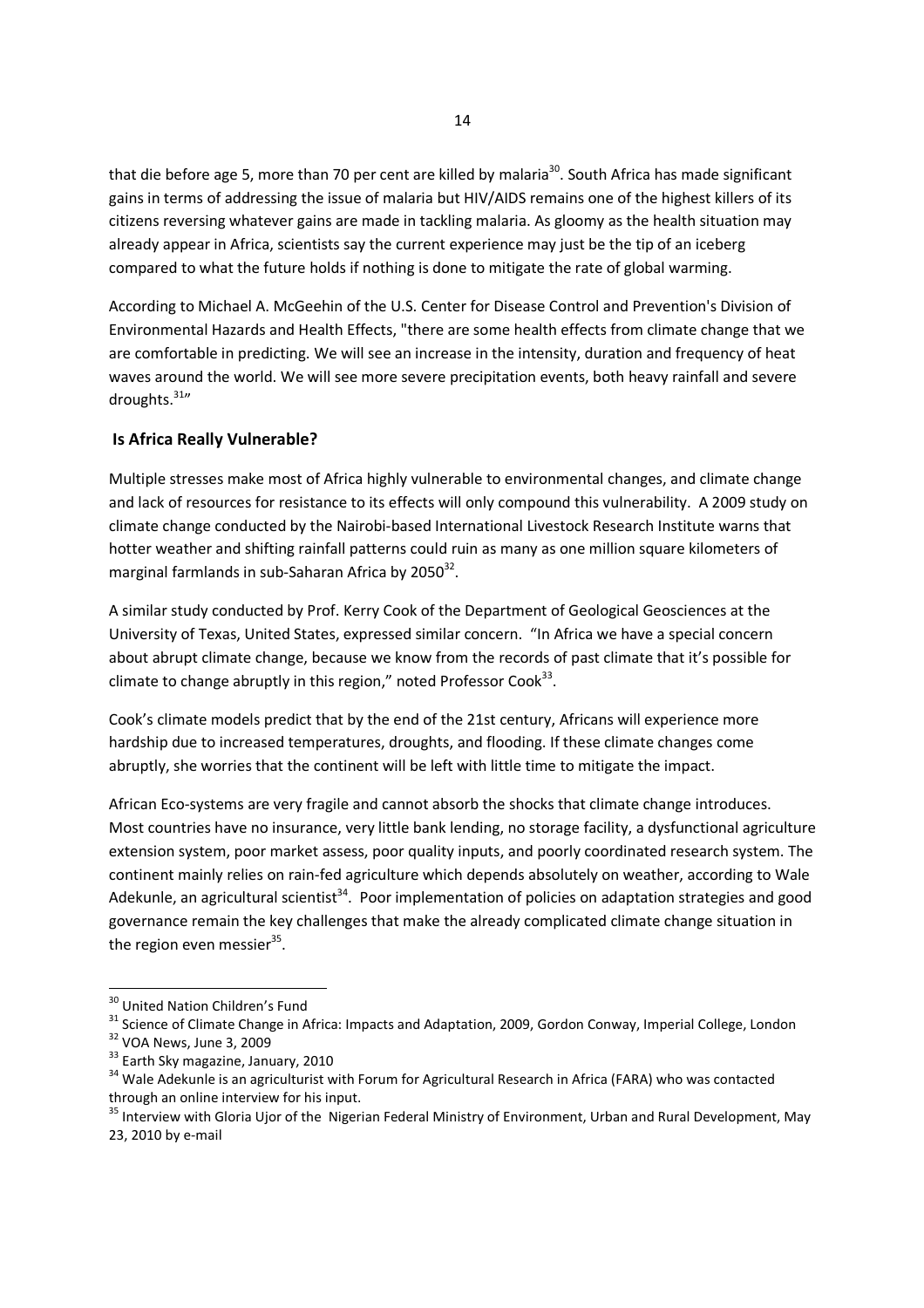that die before age 5, more than 70 per cent are killed by malaria[30]. South Africa has made significant gains in terms of addressing the issue of malaria but HIV/AIDS remains one of the highest killers of its citizens reversing whatever gains are made in tackling malaria. As gloomy as the health situation may already appear in Africa, scientists say the current experience may just be the tip of an iceberg compared to what the future holds if nothing is done to mitigate the rate of global warming.

According to Michael A. McGeehin of the U.S. Center for Disease Control and Prevention's Division of Environmental Hazards and Health Effects, "there are some health effects from climate change that we are comfortable in predicting. We will see an increase in the intensity, duration and frequency of heat waves around the world. We will see more severe precipitation events, both heavy rainfall and severe droughts.[31]"

## Is Africa Really Vulnerable?

Multiple stresses make most of Africa highly vulnerable to environmental changes, and climate change and lack of resources for resistance to its effects will only compound this vulnerability. A 2009 study on climate change conducted by the Nairobi-based International Livestock Research Institute warns that hotter weather and shifting rainfall patterns could ruin as many as one million square kilometers of marginal farmlands in sub-Saharan Africa by 2050[32].

A similar study conducted by Prof. Kerry Cook of the Department of Geological Geosciences at the University of Texas, United States, expressed similar concern. "In Africa we have a special concern about abrupt climate change, because we know from the records of past climate that it's possible for climate to change abruptly in this region," noted Professor Cook[33].

Cook's climate models predict that by the end of the 21st century, Africans will experience more hardship due to increased temperatures, droughts, and flooding. If these climate changes come abruptly, she worries that the continent will be left with little time to mitigate the impact.

African Eco-systems are very fragile and cannot absorb the shocks that climate change introduces. Most countries have no insurance, very little bank lending, no storage facility, a dysfunctional agriculture extension system, poor market assess, poor quality inputs, and poorly coordinated research system. The continent mainly relies on rain-fed agriculture which depends absolutely on weather, according to Wale Adekunle, an agricultural scientist[34]. Poor implementation of policies on adaptation strategies and good governance remain the key challenges that make the already complicated climate change situation in the region even messier[35].

---

[30] United Nation Children's Fund

[31] Science of Climate Change in Africa: Impacts and Adaptation, 2009, Gordon Conway, Imperial College, London

[32] VOA News, June 3, 2009

[33] Earth Sky magazine, January, 2010

[34] Wale Adekunle is an agriculturist with Forum for Agricultural Research in Africa (FARA) who was contacted through an online interview for his input.

[35] Interview with Gloria Ujor of the Nigerian Federal Ministry of Environment, Urban and Rural Development, May 23, 2010 by e-mail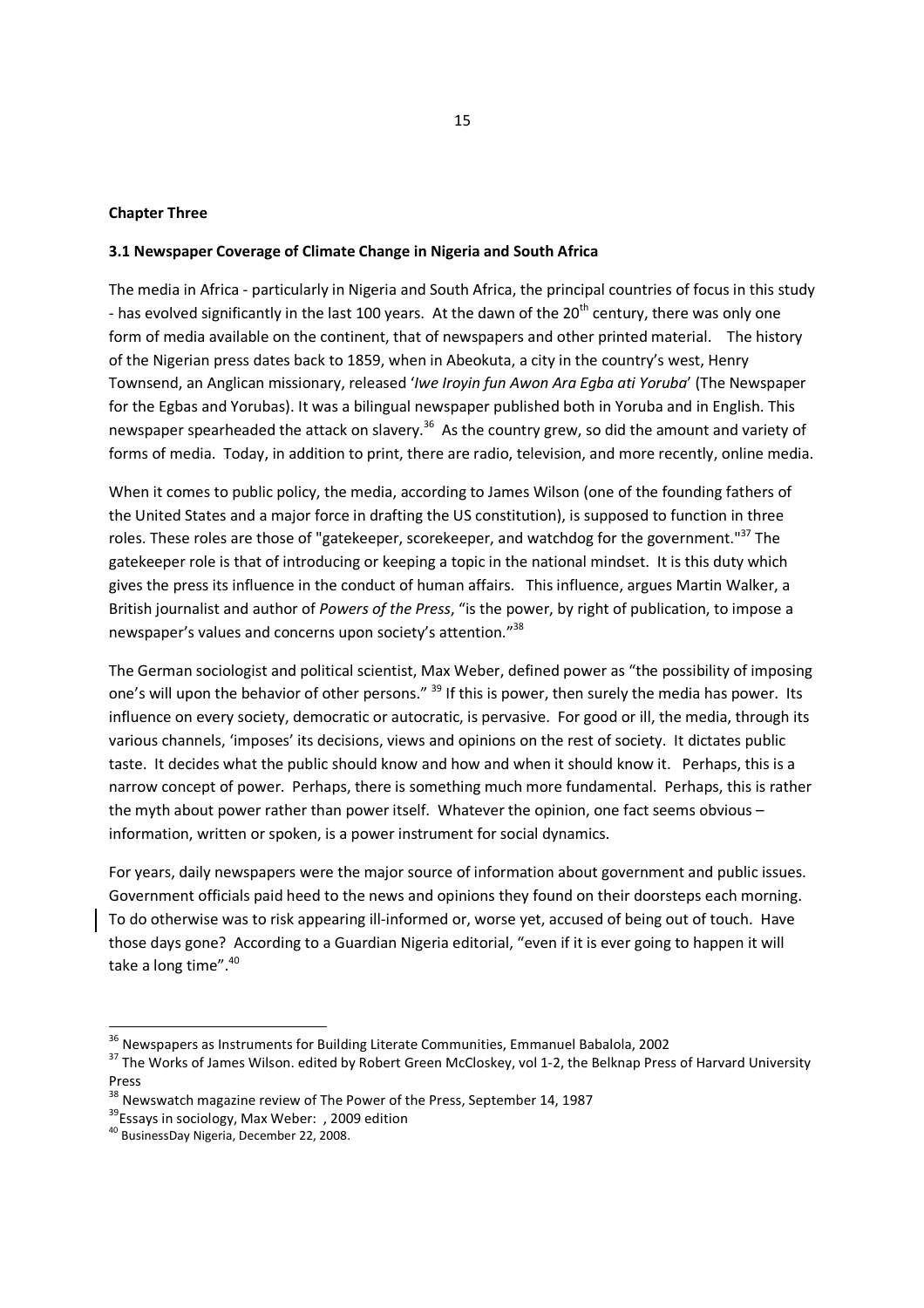**Chapter Three**

**3.1 Newspaper Coverage of Climate Change in Nigeria and South Africa**

The media in Africa - particularly in Nigeria and South Africa, the principal countries of focus in this study - has evolved significantly in the last 100 years. At the dawn of the 20th century, there was only one form of media available on the continent, that of newspapers and other printed material. The history of the Nigerian press dates back to 1859, when in Abeokuta, a city in the country's west, Henry Townsend, an Anglican missionary, released '*Iwe Iroyin fun Awon Ara Egba ati Yoruba*' (The Newspaper for the Egbas and Yorubas). It was a bilingual newspaper published both in Yoruba and in English. This newspaper spearheaded the attack on slavery.[36] As the country grew, so did the amount and variety of forms of media. Today, in addition to print, there are radio, television, and more recently, online media.

When it comes to public policy, the media, according to James Wilson (one of the founding fathers of the United States and a major force in drafting the US constitution), is supposed to function in three roles. These roles are those of "gatekeeper, scorekeeper, and watchdog for the government."[37] The gatekeeper role is that of introducing or keeping a topic in the national mindset. It is this duty which gives the press its influence in the conduct of human affairs. This influence, argues Martin Walker, a British journalist and author of *Powers of the Press*, "is the power, by right of publication, to impose a newspaper's values and concerns upon society's attention."[38]

The German sociologist and political scientist, Max Weber, defined power as "the possibility of imposing one's will upon the behavior of other persons." [39] If this is power, then surely the media has power. Its influence on every society, democratic or autocratic, is pervasive. For good or ill, the media, through its various channels, 'imposes' its decisions, views and opinions on the rest of society. It dictates public taste. It decides what the public should know and how and when it should know it. Perhaps, this is a narrow concept of power. Perhaps, there is something much more fundamental. Perhaps, this is rather the myth about power rather than power itself. Whatever the opinion, one fact seems obvious – information, written or spoken, is a power instrument for social dynamics.

For years, daily newspapers were the major source of information about government and public issues. Government officials paid heed to the news and opinions they found on their doorsteps each morning. To do otherwise was to risk appearing ill-informed or, worse yet, accused of being out of touch. Have those days gone? According to a Guardian Nigeria editorial, "even if it is ever going to happen it will take a long time".[40]

---

[36] Newspapers as Instruments for Building Literate Communities, Emmanuel Babalola, 2002

[37] The Works of James Wilson. edited by Robert Green McCloskey, vol 1-2, the Belknap Press of Harvard University Press

[38] Newswatch magazine review of The Power of the Press, September 14, 1987

[39] Essays in sociology, Max Weber: , 2009 edition

[40] BusinessDay Nigeria, December 22, 2008.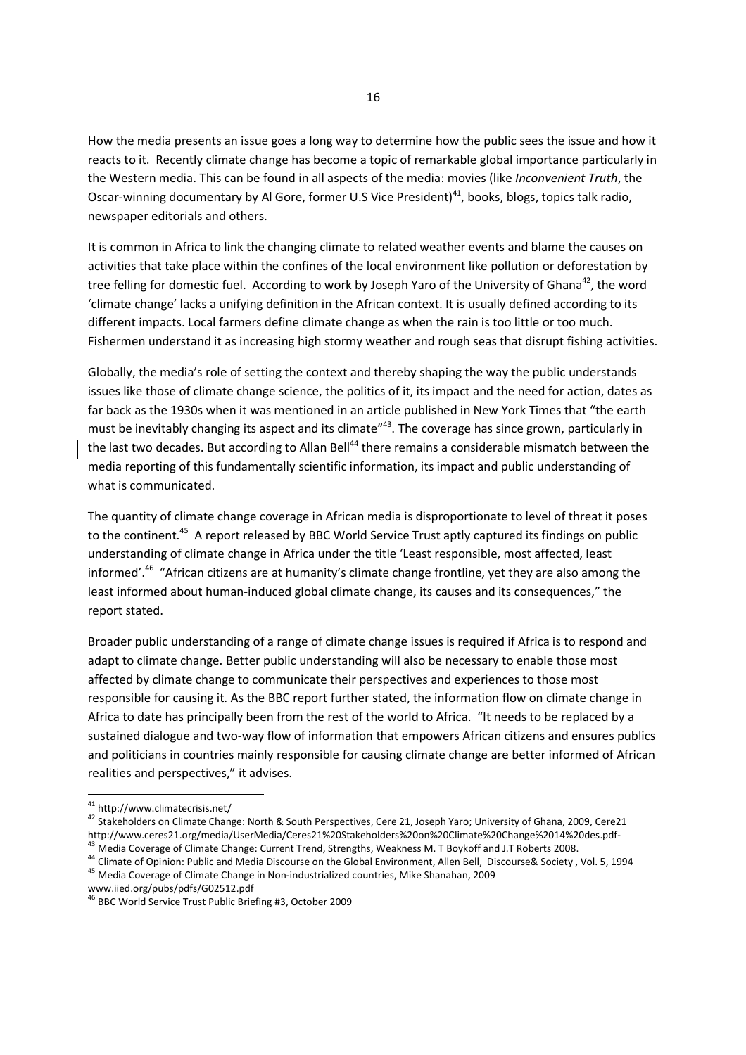How the media presents an issue goes a long way to determine how the public sees the issue and how it reacts to it. Recently climate change has become a topic of remarkable global importance particularly in the Western media. This can be found in all aspects of the media: movies (like *Inconvenient Truth*, the Oscar-winning documentary by Al Gore, former U.S Vice President)[41], books, blogs, topics talk radio, newspaper editorials and others.

It is common in Africa to link the changing climate to related weather events and blame the causes on activities that take place within the confines of the local environment like pollution or deforestation by tree felling for domestic fuel. According to work by Joseph Yaro of the University of Ghana[42], the word 'climate change' lacks a unifying definition in the African context. It is usually defined according to its different impacts. Local farmers define climate change as when the rain is too little or too much. Fishermen understand it as increasing high stormy weather and rough seas that disrupt fishing activities.

Globally, the media's role of setting the context and thereby shaping the way the public understands issues like those of climate change science, the politics of it, its impact and the need for action, dates as far back as the 1930s when it was mentioned in an article published in New York Times that "the earth must be inevitably changing its aspect and its climate"[43]. The coverage has since grown, particularly in the last two decades. But according to Allan Bell[44] there remains a considerable mismatch between the media reporting of this fundamentally scientific information, its impact and public understanding of what is communicated.

The quantity of climate change coverage in African media is disproportionate to level of threat it poses to the continent.[45] A report released by BBC World Service Trust aptly captured its findings on public understanding of climate change in Africa under the title 'Least responsible, most affected, least informed'.[46] "African citizens are at humanity's climate change frontline, yet they are also among the least informed about human-induced global climate change, its causes and its consequences," the report stated.

Broader public understanding of a range of climate change issues is required if Africa is to respond and adapt to climate change. Better public understanding will also be necessary to enable those most affected by climate change to communicate their perspectives and experiences to those most responsible for causing it. As the BBC report further stated, the information flow on climate change in Africa to date has principally been from the rest of the world to Africa. "It needs to be replaced by a sustained dialogue and two-way flow of information that empowers African citizens and ensures publics and politicians in countries mainly responsible for causing climate change are better informed of African realities and perspectives," it advises.

---

[41] http://www.climatecrisis.net/

[42] Stakeholders on Climate Change: North & South Perspectives, Cere 21, Joseph Yaro; University of Ghana, 2009, Cere21 http://www.ceres21.org/media/UserMedia/Ceres21%20Stakeholders%20on%20Climate%20Change%2014%20des.pdf-

[43] Media Coverage of Climate Change: Current Trend, Strengths, Weakness M. T Boykoff and J.T Roberts 2008.

[44] Climate of Opinion: Public and Media Discourse on the Global Environment, Allen Bell, Discourse& Society , Vol. 5, 1994

[45] Media Coverage of Climate Change in Non-industrialized countries, Mike Shanahan, 2009 www.iied.org/pubs/pdfs/G02512.pdf

[46] BBC World Service Trust Public Briefing #3, October 2009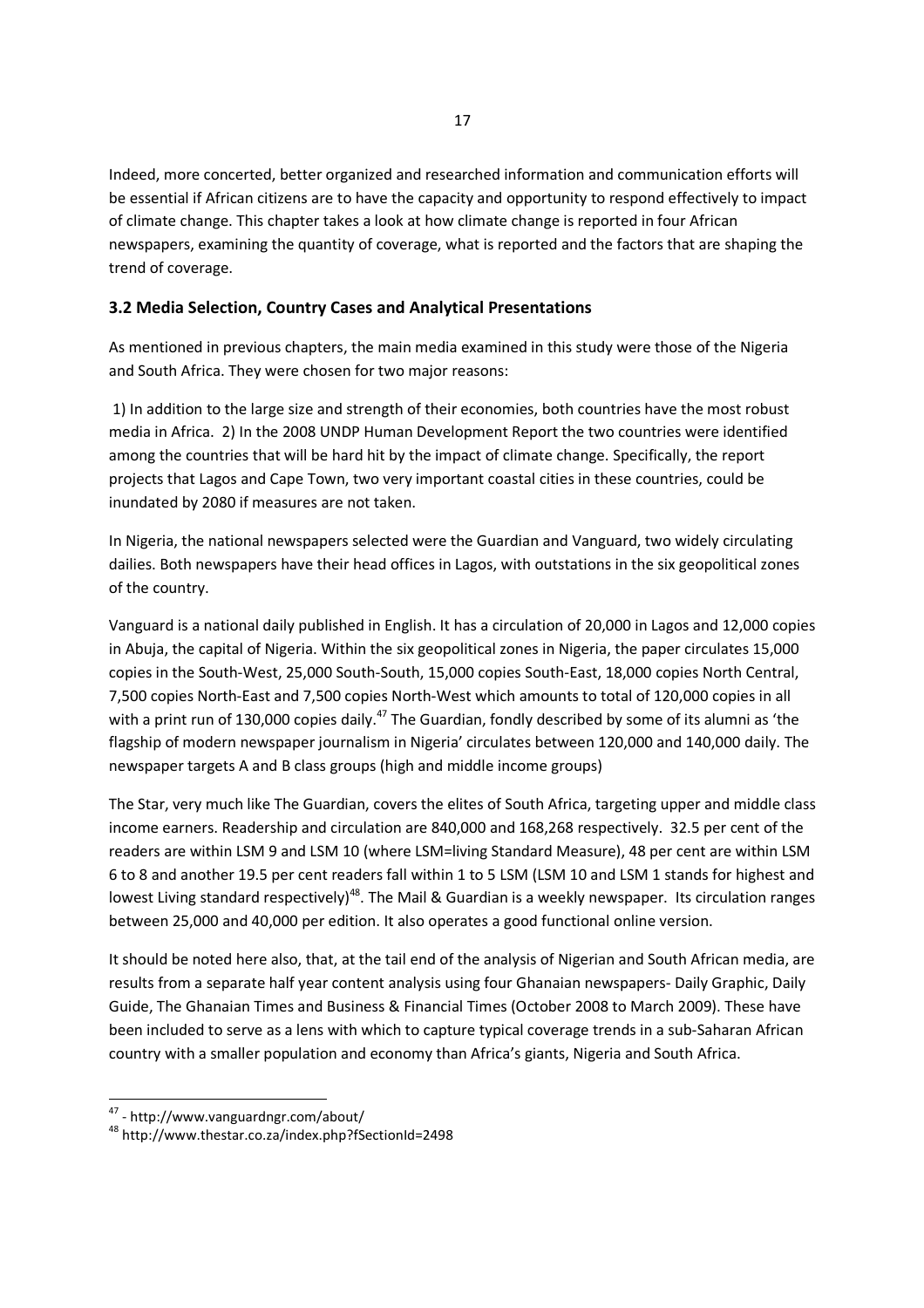Indeed, more concerted, better organized and researched information and communication efforts will be essential if African citizens are to have the capacity and opportunity to respond effectively to impact of climate change. This chapter takes a look at how climate change is reported in four African newspapers, examining the quantity of coverage, what is reported and the factors that are shaping the trend of coverage.

### 3.2 Media Selection, Country Cases and Analytical Presentations

As mentioned in previous chapters, the main media examined in this study were those of the Nigeria and South Africa. They were chosen for two major reasons:

1) In addition to the large size and strength of their economies, both countries have the most robust media in Africa. 2) In the 2008 UNDP Human Development Report the two countries were identified among the countries that will be hard hit by the impact of climate change. Specifically, the report projects that Lagos and Cape Town, two very important coastal cities in these countries, could be inundated by 2080 if measures are not taken.

In Nigeria, the national newspapers selected were the Guardian and Vanguard, two widely circulating dailies. Both newspapers have their head offices in Lagos, with outstations in the six geopolitical zones of the country.

Vanguard is a national daily published in English. It has a circulation of 20,000 in Lagos and 12,000 copies in Abuja, the capital of Nigeria. Within the six geopolitical zones in Nigeria, the paper circulates 15,000 copies in the South-West, 25,000 South-South, 15,000 copies South-East, 18,000 copies North Central, 7,500 copies North-East and 7,500 copies North-West which amounts to total of 120,000 copies in all with a print run of 130,000 copies daily.[47] The Guardian, fondly described by some of its alumni as 'the flagship of modern newspaper journalism in Nigeria' circulates between 120,000 and 140,000 daily. The newspaper targets A and B class groups (high and middle income groups)

The Star, very much like The Guardian, covers the elites of South Africa, targeting upper and middle class income earners. Readership and circulation are 840,000 and 168,268 respectively. 32.5 per cent of the readers are within LSM 9 and LSM 10 (where LSM=living Standard Measure), 48 per cent are within LSM 6 to 8 and another 19.5 per cent readers fall within 1 to 5 LSM (LSM 10 and LSM 1 stands for highest and lowest Living standard respectively)[48]. The Mail & Guardian is a weekly newspaper. Its circulation ranges between 25,000 and 40,000 per edition. It also operates a good functional online version.

It should be noted here also, that, at the tail end of the analysis of Nigerian and South African media, are results from a separate half year content analysis using four Ghanaian newspapers- Daily Graphic, Daily Guide, The Ghanaian Times and Business & Financial Times (October 2008 to March 2009). These have been included to serve as a lens with which to capture typical coverage trends in a sub-Saharan African country with a smaller population and economy than Africa's giants, Nigeria and South Africa.

---

[47] - http://www.vanguardngr.com/about/

[48] http://www.thestar.co.za/index.php?fSectionId=2498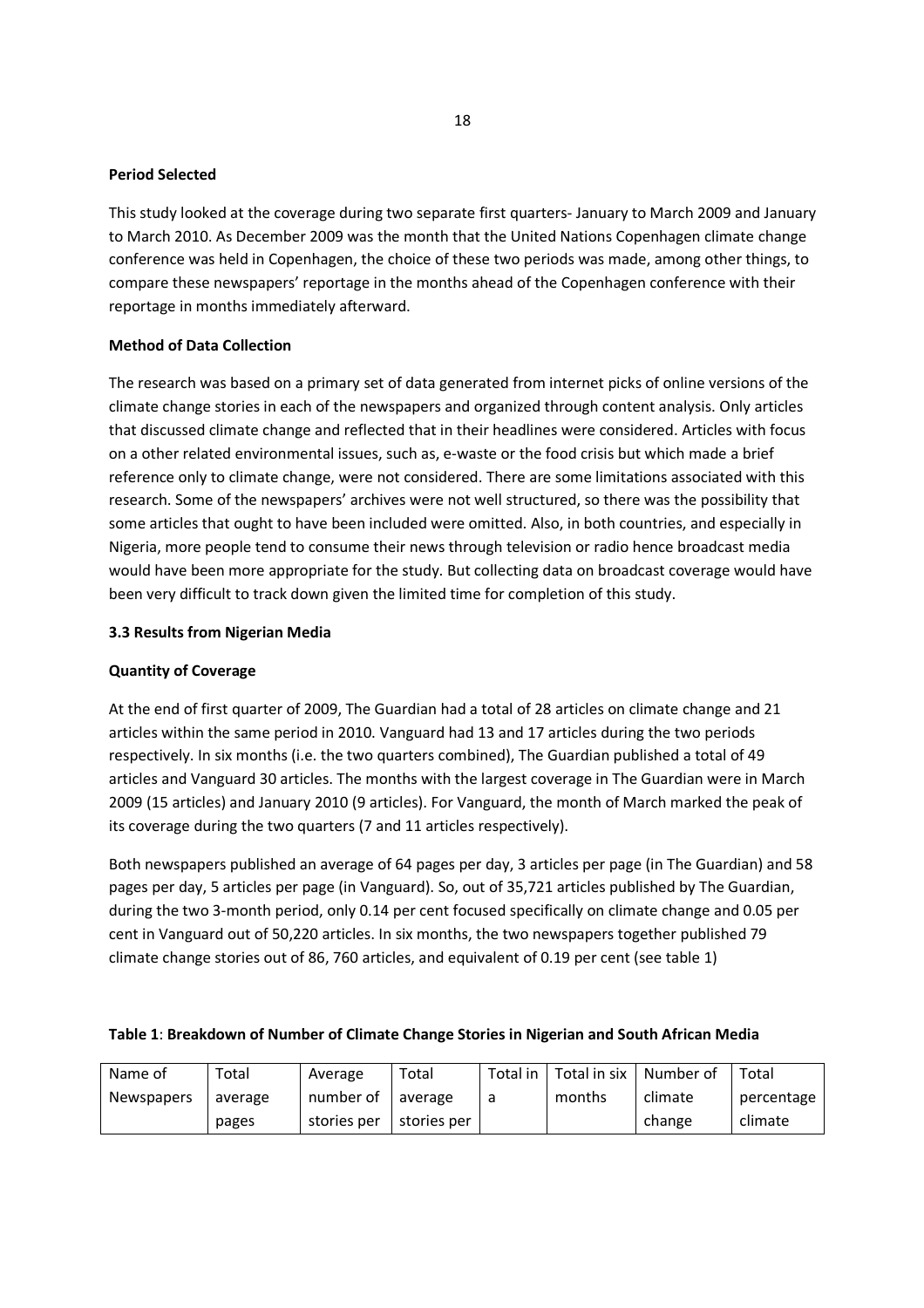**Period Selected**

This study looked at the coverage during two separate first quarters- January to March 2009 and January to March 2010. As December 2009 was the month that the United Nations Copenhagen climate change conference was held in Copenhagen, the choice of these two periods was made, among other things, to compare these newspapers' reportage in the months ahead of the Copenhagen conference with their reportage in months immediately afterward.

**Method of Data Collection**

The research was based on a primary set of data generated from internet picks of online versions of the climate change stories in each of the newspapers and organized through content analysis. Only articles that discussed climate change and reflected that in their headlines were considered. Articles with focus on a other related environmental issues, such as, e-waste or the food crisis but which made a brief reference only to climate change, were not considered. There are some limitations associated with this research. Some of the newspapers' archives were not well structured, so there was the possibility that some articles that ought to have been included were omitted. Also, in both countries, and especially in Nigeria, more people tend to consume their news through television or radio hence broadcast media would have been more appropriate for the study. But collecting data on broadcast coverage would have been very difficult to track down given the limited time for completion of this study.

**3.3 Results from Nigerian Media**

**Quantity of Coverage**

At the end of first quarter of 2009, The Guardian had a total of 28 articles on climate change and 21 articles within the same period in 2010. Vanguard had 13 and 17 articles during the two periods respectively. In six months (i.e. the two quarters combined), The Guardian published a total of 49 articles and Vanguard 30 articles. The months with the largest coverage in The Guardian were in March 2009 (15 articles) and January 2010 (9 articles). For Vanguard, the month of March marked the peak of its coverage during the two quarters (7 and 11 articles respectively).

Both newspapers published an average of 64 pages per day, 3 articles per page (in The Guardian) and 58 pages per day, 5 articles per page (in Vanguard). So, out of 35,721 articles published by The Guardian, during the two 3-month period, only 0.14 per cent focused specifically on climate change and 0.05 per cent in Vanguard out of 50,220 articles. In six months, the two newspapers together published 79 climate change stories out of 86, 760 articles, and equivalent of 0.19 per cent (see table 1)

**Table 1**: **Breakdown of Number of Climate Change Stories in Nigerian and South African Media**

| Name of Newspapers | Total average pages | Average number of stories per | Total average stories per | Total in a | Total in six months | Number of climate change | Total percentage climate |
|---|---|---|---|---|---|---|---|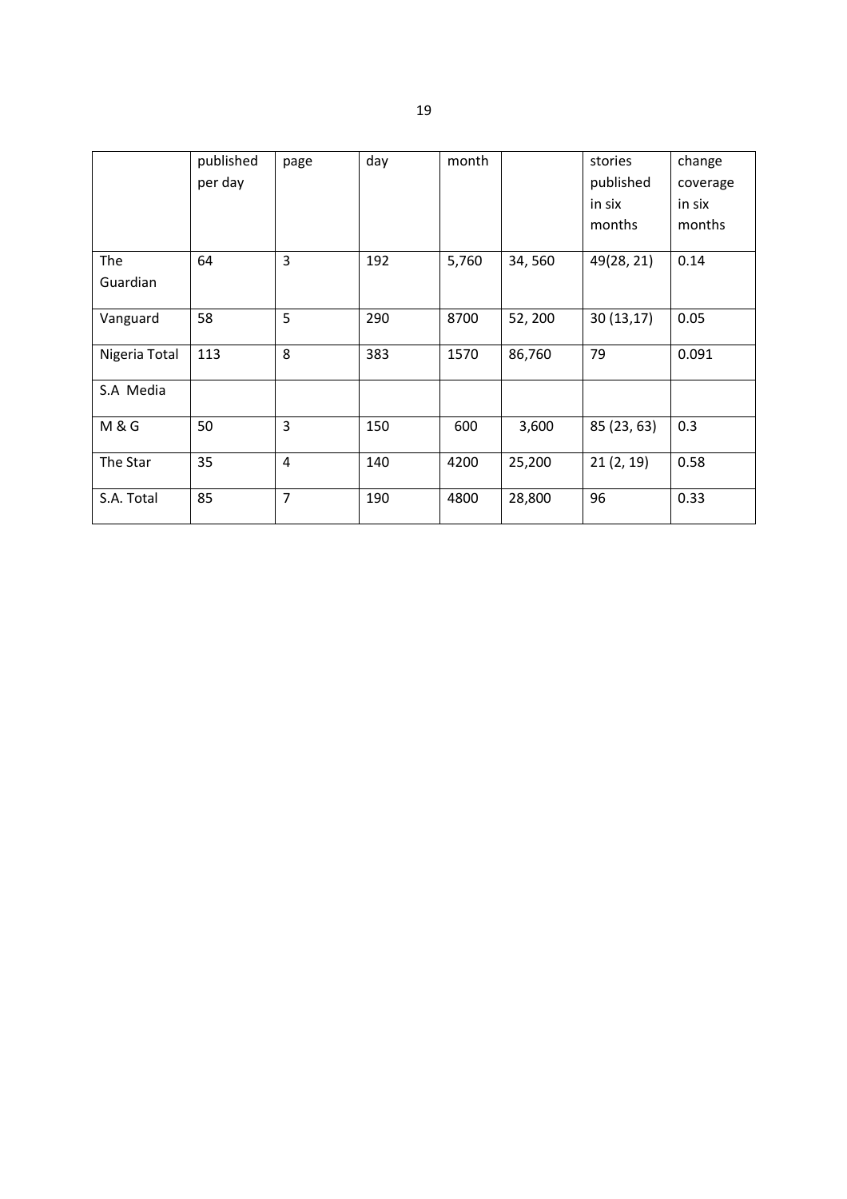| | published per day | page | day | month | | stories published in six months | change coverage in six months |
|---|---|---|---|---|---|---|---|
| The Guardian | 64 | 3 | 192 | 5,760 | 34, 560 | 49(28, 21) | 0.14 |
| Vanguard | 58 | 5 | 290 | 8700 | 52, 200 | 30 (13,17) | 0.05 |
| Nigeria Total | 113 | 8 | 383 | 1570 | 86,760 | 79 | 0.091 |
| S.A Media | | | | | | | |
| M & G | 50 | 3 | 150 | 600 | 3,600 | 85 (23, 63) | 0.3 |
| The Star | 35 | 4 | 140 | 4200 | 25,200 | 21 (2, 19) | 0.58 |
| S.A. Total | 85 | 7 | 190 | 4800 | 28,800 | 96 | 0.33 |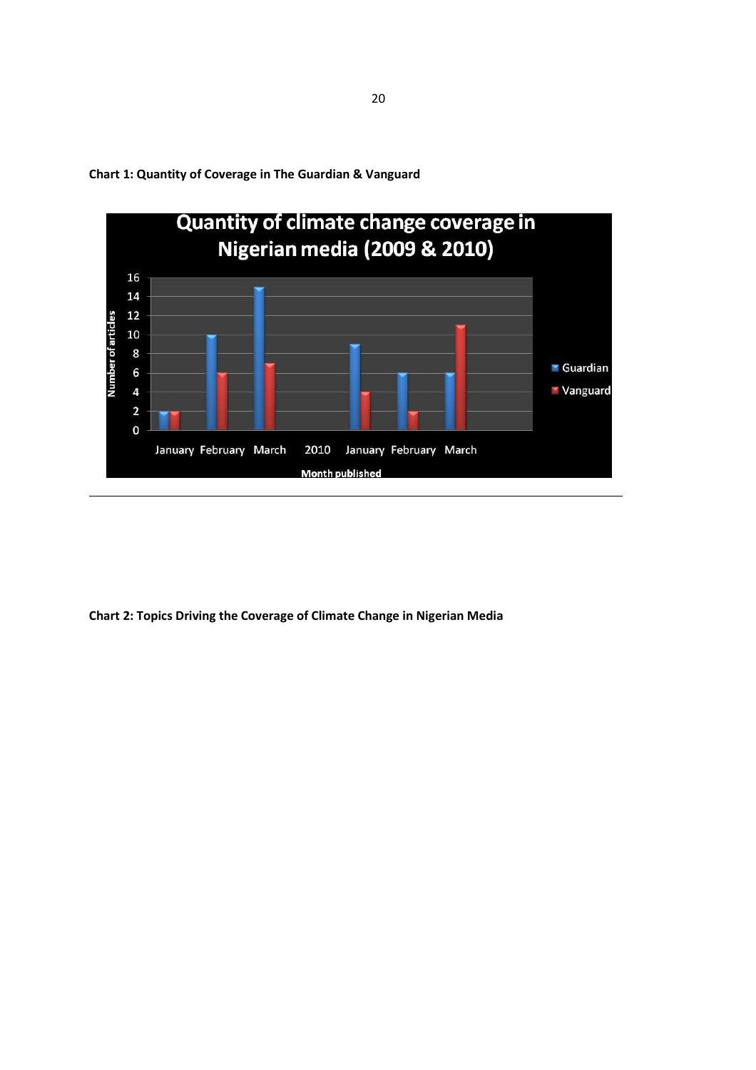**Chart 1: Quantity of Coverage in The Guardian & Vanguard**

**Chart 2: Topics Driving the Coverage of Climate Change in Nigerian Media**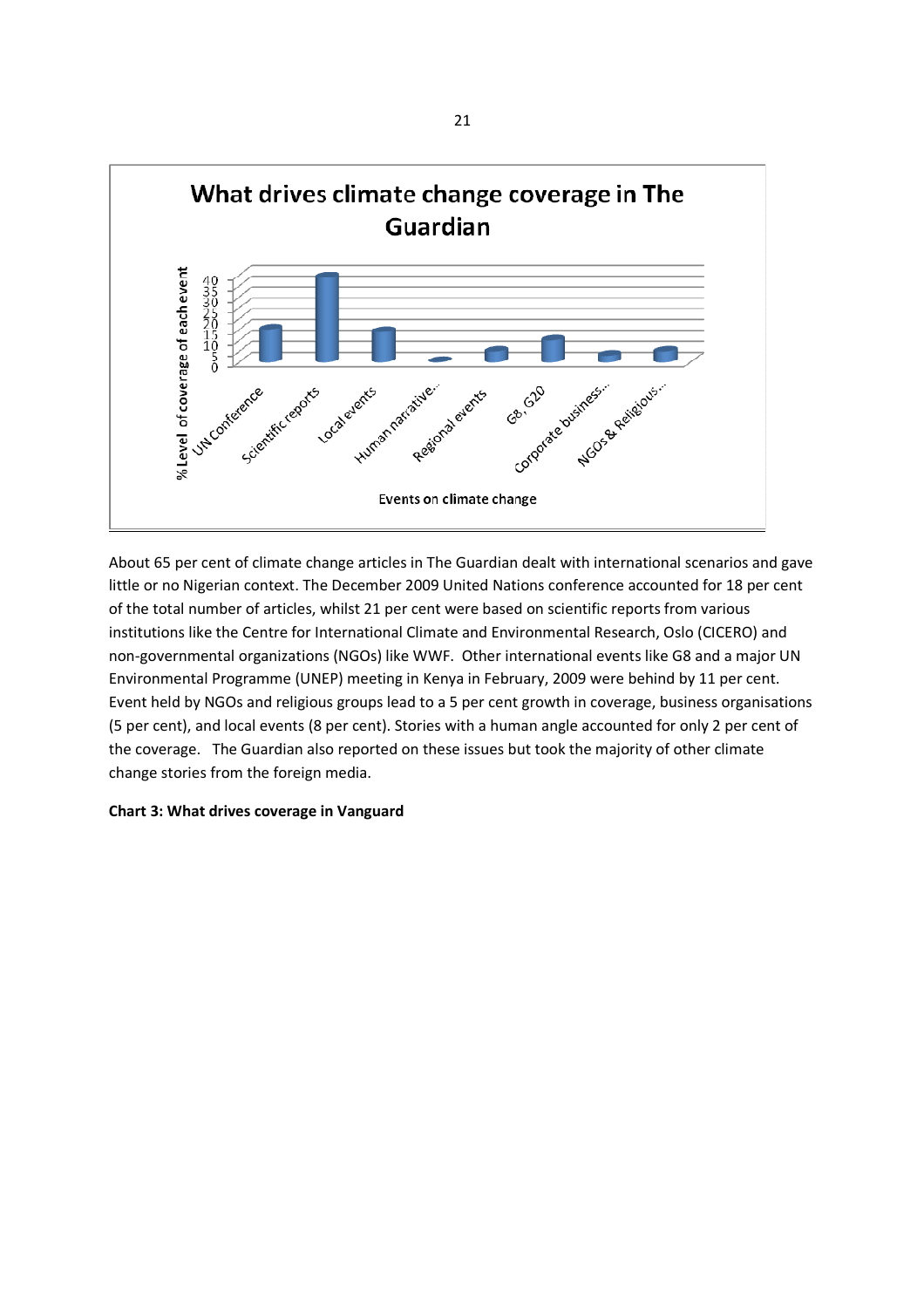About 65 per cent of climate change articles in The Guardian dealt with international scenarios and gave little or no Nigerian context. The December 2009 United Nations conference accounted for 18 per cent of the total number of articles, whilst 21 per cent were based on scientific reports from various institutions like the Centre for International Climate and Environmental Research, Oslo (CICERO) and non-governmental organizations (NGOs) like WWF. Other international events like G8 and a major UN Environmental Programme (UNEP) meeting in Kenya in February, 2009 were behind by 11 per cent. Event held by NGOs and religious groups lead to a 5 per cent growth in coverage, business organisations (5 per cent), and local events (8 per cent). Stories with a human angle accounted for only 2 per cent of the coverage. The Guardian also reported on these issues but took the majority of other climate change stories from the foreign media.

**Chart 3: What drives coverage in Vanguard**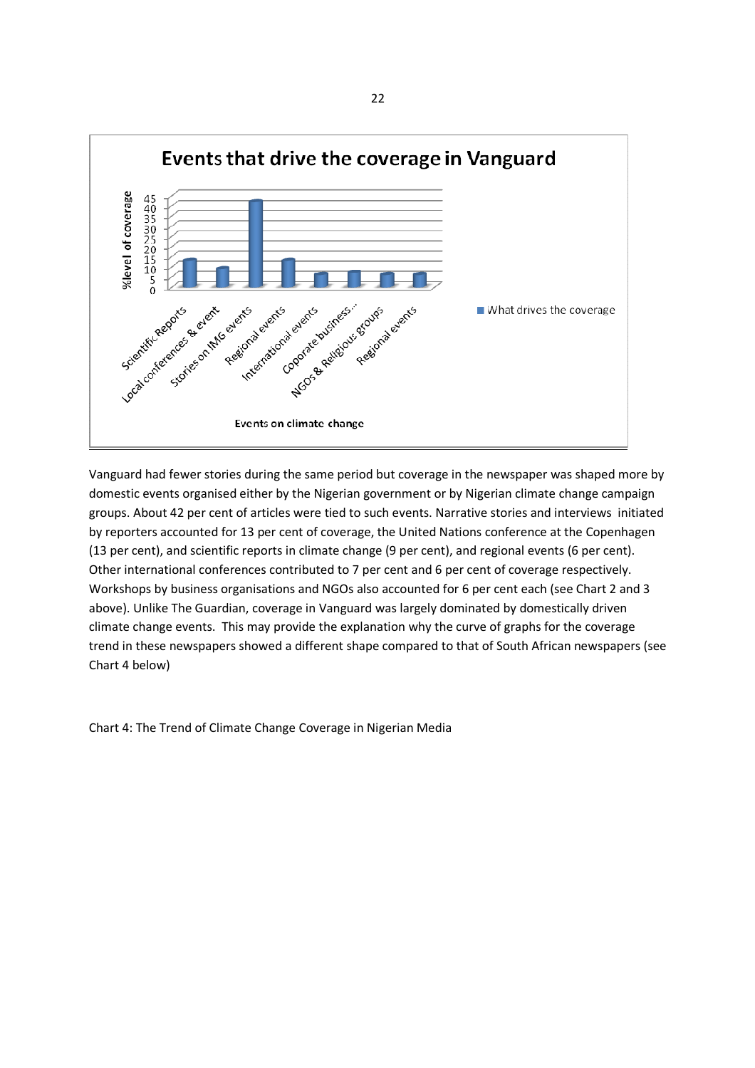Vanguard had fewer stories during the same period but coverage in the newspaper was shaped more by domestic events organised either by the Nigerian government or by Nigerian climate change campaign groups. About 42 per cent of articles were tied to such events. Narrative stories and interviews initiated by reporters accounted for 13 per cent of coverage, the United Nations conference at the Copenhagen (13 per cent), and scientific reports in climate change (9 per cent), and regional events (6 per cent). Other international conferences contributed to 7 per cent and 6 per cent of coverage respectively. Workshops by business organisations and NGOs also accounted for 6 per cent each (see Chart 2 and 3 above). Unlike The Guardian, coverage in Vanguard was largely dominated by domestically driven climate change events. This may provide the explanation why the curve of graphs for the coverage trend in these newspapers showed a different shape compared to that of South African newspapers (see Chart 4 below)

Chart 4: The Trend of Climate Change Coverage in Nigerian Media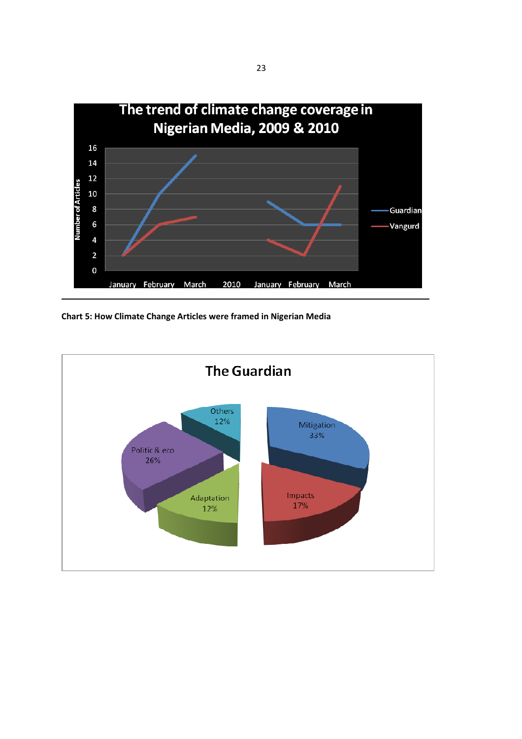**Chart 5: How Climate Change Articles were framed in Nigerian Media**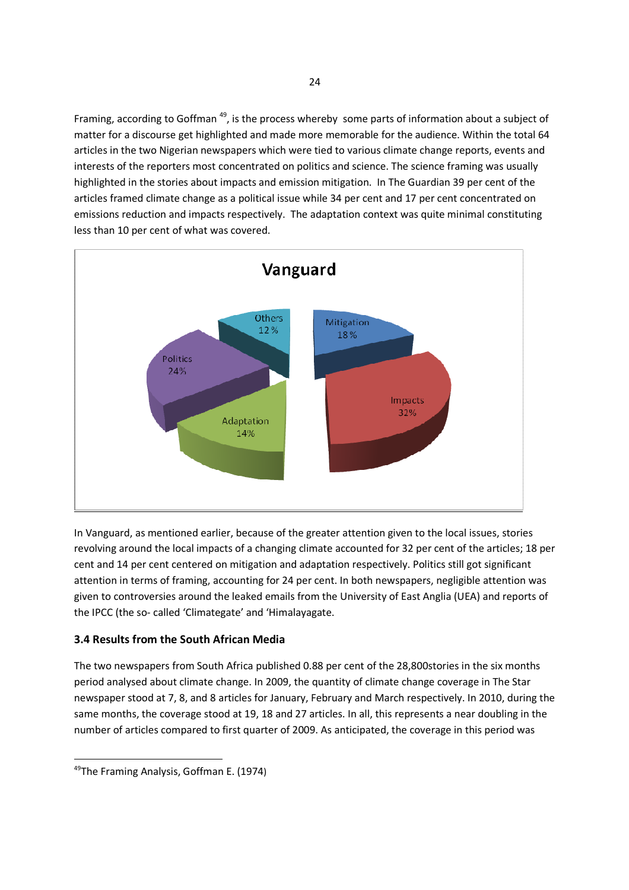Framing, according to Goffman [49], is the process whereby some parts of information about a subject of matter for a discourse get highlighted and made more memorable for the audience. Within the total 64 articles in the two Nigerian newspapers which were tied to various climate change reports, events and interests of the reporters most concentrated on politics and science. The science framing was usually highlighted in the stories about impacts and emission mitigation. In The Guardian 39 per cent of the articles framed climate change as a political issue while 34 per cent and 17 per cent concentrated on emissions reduction and impacts respectively. The adaptation context was quite minimal constituting less than 10 per cent of what was covered.

In Vanguard, as mentioned earlier, because of the greater attention given to the local issues, stories revolving around the local impacts of a changing climate accounted for 32 per cent of the articles; 18 per cent and 14 per cent centered on mitigation and adaptation respectively. Politics still got significant attention in terms of framing, accounting for 24 per cent. In both newspapers, negligible attention was given to controversies around the leaked emails from the University of East Anglia (UEA) and reports of the IPCC (the so- called 'Climategate' and 'Himalayagate.

### 3.4 Results from the South African Media

The two newspapers from South Africa published 0.88 per cent of the 28,800stories in the six months period analysed about climate change. In 2009, the quantity of climate change coverage in The Star newspaper stood at 7, 8, and 8 articles for January, February and March respectively. In 2010, during the same months, the coverage stood at 19, 18 and 27 articles. In all, this represents a near doubling in the number of articles compared to first quarter of 2009. As anticipated, the coverage in this period was

[49] The Framing Analysis, Goffman E. (1974)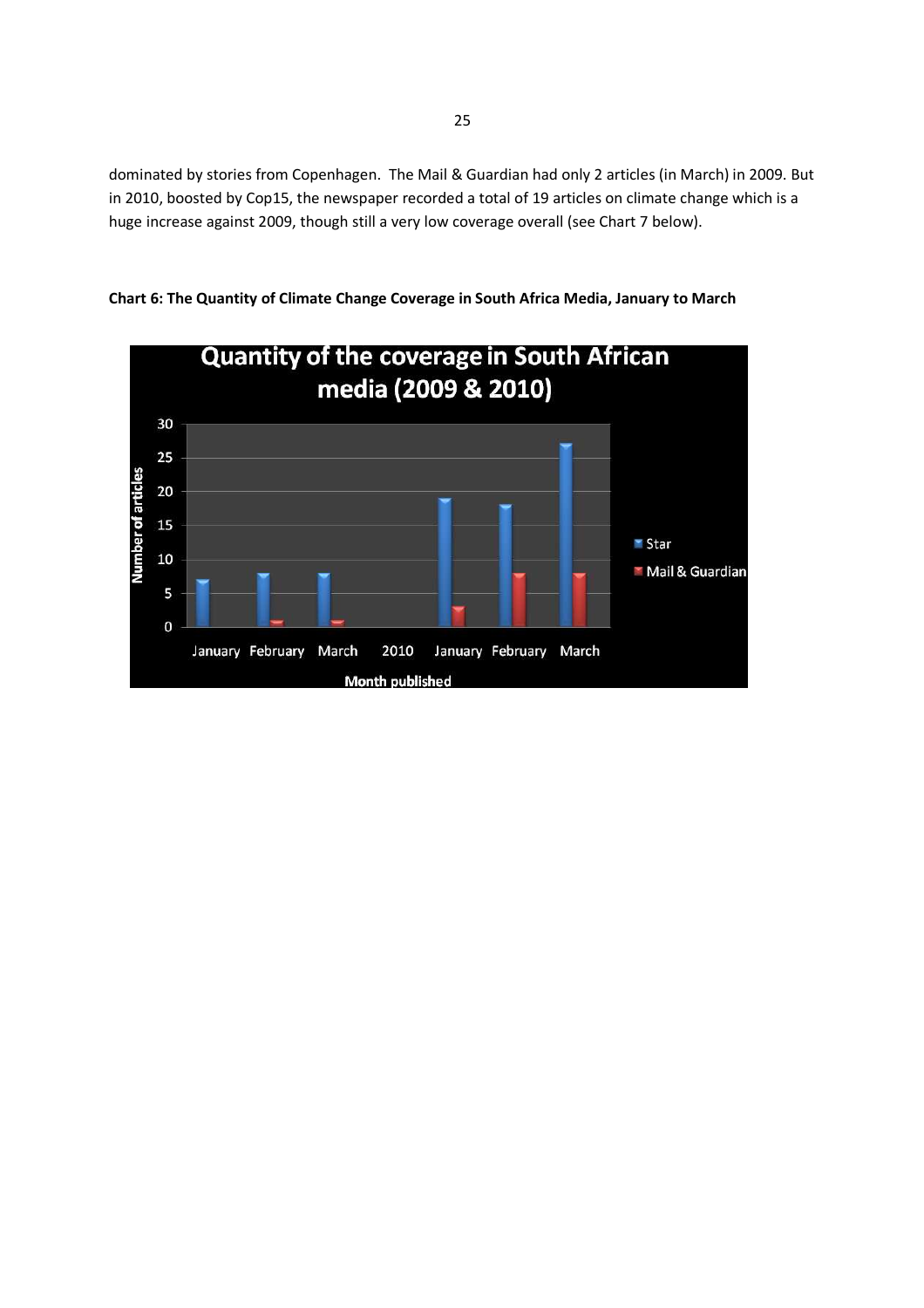dominated by stories from Copenhagen. The Mail & Guardian had only 2 articles (in March) in 2009. But in 2010, boosted by Cop15, the newspaper recorded a total of 19 articles on climate change which is a huge increase against 2009, though still a very low coverage overall (see Chart 7 below).

**Chart 6: The Quantity of Climate Change Coverage in South Africa Media, January to March**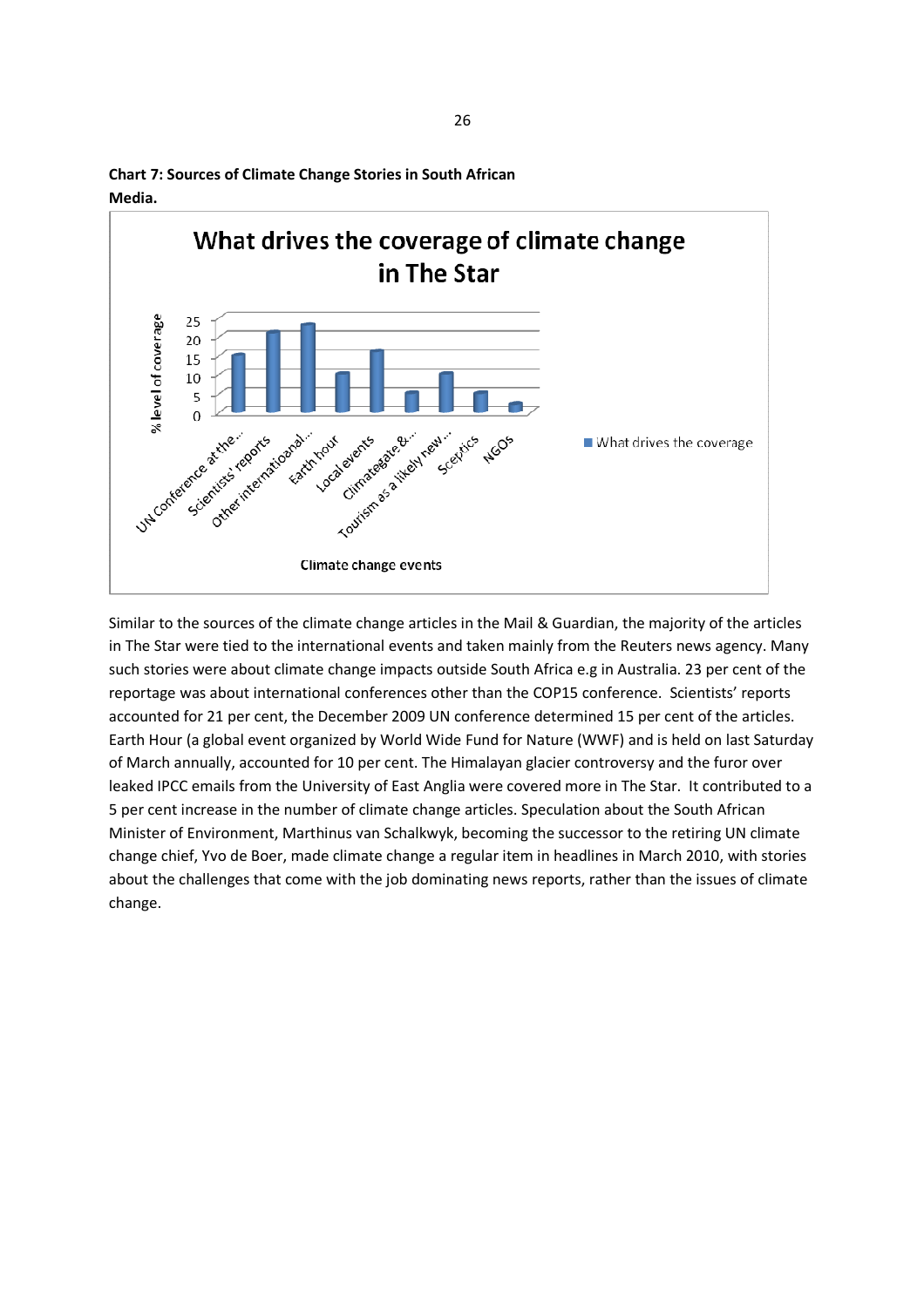**Chart 7: Sources of Climate Change Stories in South African Media.**

Similar to the sources of the climate change articles in the Mail & Guardian, the majority of the articles in The Star were tied to the international events and taken mainly from the Reuters news agency. Many such stories were about climate change impacts outside South Africa e.g in Australia. 23 per cent of the reportage was about international conferences other than the COP15 conference. Scientists' reports accounted for 21 per cent, the December 2009 UN conference determined 15 per cent of the articles. Earth Hour (a global event organized by World Wide Fund for Nature (WWF) and is held on last Saturday of March annually, accounted for 10 per cent. The Himalayan glacier controversy and the furor over leaked IPCC emails from the University of East Anglia were covered more in The Star. It contributed to a 5 per cent increase in the number of climate change articles. Speculation about the South African Minister of Environment, Marthinus van Schalkwyk, becoming the successor to the retiring UN climate change chief, Yvo de Boer, made climate change a regular item in headlines in March 2010, with stories about the challenges that come with the job dominating news reports, rather than the issues of climate change.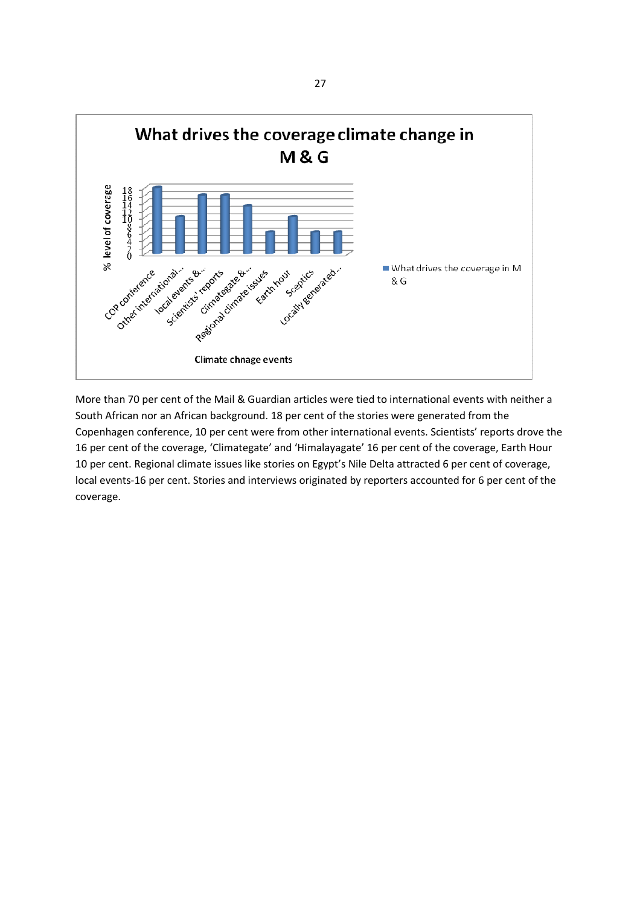**What drives the coverage climate change in M & G**

| Climate chnage events | % level of coverage |
| --- | --- |
| COP conference | 18 |
| Other international... | 10 |
| local events &... | 16 |
| Scientists' reports | 16 |
| Climategate &... | 13 |
| Regional climate issues | 6 |
| Earth hour | 10 |
| Sceptics | 6 |
| Locally generated... | 6 |

■ What drives the coverage in M & G

More than 70 per cent of the Mail & Guardian articles were tied to international events with neither a South African nor an African background. 18 per cent of the stories were generated from the Copenhagen conference, 10 per cent were from other international events. Scientists' reports drove the 16 per cent of the coverage, 'Climategate' and 'Himalayagate' 16 per cent of the coverage, Earth Hour 10 per cent. Regional climate issues like stories on Egypt's Nile Delta attracted 6 per cent of coverage, local events-16 per cent. Stories and interviews originated by reporters accounted for 6 per cent of the coverage.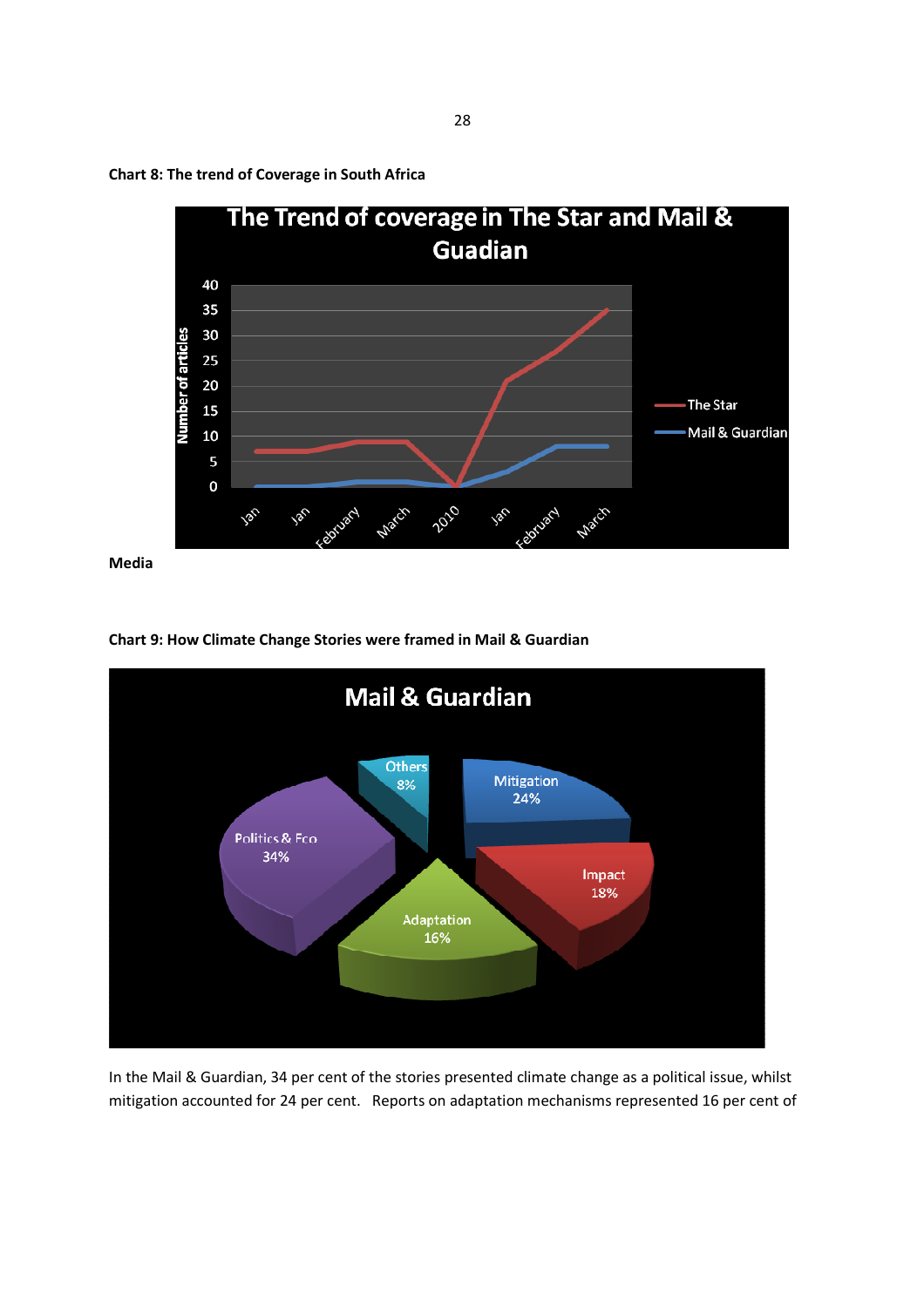**Chart 8: The trend of Coverage in South Africa**

**Media**

**Chart 9: How Climate Change Stories were framed in Mail & Guardian**

In the Mail & Guardian, 34 per cent of the stories presented climate change as a political issue, whilst mitigation accounted for 24 per cent. Reports on adaptation mechanisms represented 16 per cent of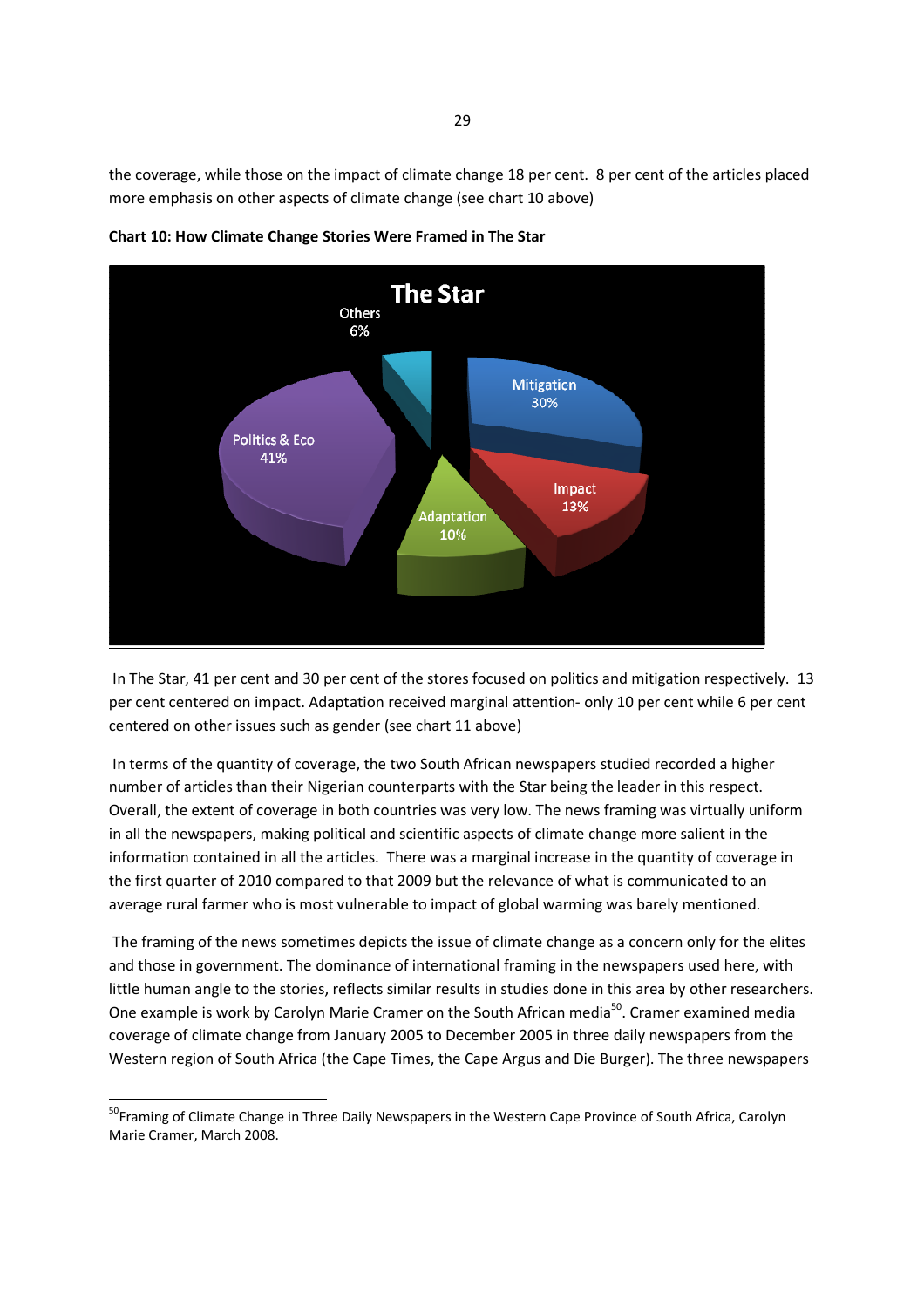the coverage, while those on the impact of climate change 18 per cent. 8 per cent of the articles placed more emphasis on other aspects of climate change (see chart 10 above)

**Chart 10: How Climate Change Stories Were Framed in The Star**

In The Star, 41 per cent and 30 per cent of the stores focused on politics and mitigation respectively. 13 per cent centered on impact. Adaptation received marginal attention- only 10 per cent while 6 per cent centered on other issues such as gender (see chart 11 above)

In terms of the quantity of coverage, the two South African newspapers studied recorded a higher number of articles than their Nigerian counterparts with the Star being the leader in this respect. Overall, the extent of coverage in both countries was very low. The news framing was virtually uniform in all the newspapers, making political and scientific aspects of climate change more salient in the information contained in all the articles. There was a marginal increase in the quantity of coverage in the first quarter of 2010 compared to that 2009 but the relevance of what is communicated to an average rural farmer who is most vulnerable to impact of global warming was barely mentioned.

The framing of the news sometimes depicts the issue of climate change as a concern only for the elites and those in government. The dominance of international framing in the newspapers used here, with little human angle to the stories, reflects similar results in studies done in this area by other researchers. One example is work by Carolyn Marie Cramer on the South African media[50]. Cramer examined media coverage of climate change from January 2005 to December 2005 in three daily newspapers from the Western region of South Africa (the Cape Times, the Cape Argus and Die Burger). The three newspapers

---

[50] Framing of Climate Change in Three Daily Newspapers in the Western Cape Province of South Africa, Carolyn Marie Cramer, March 2008.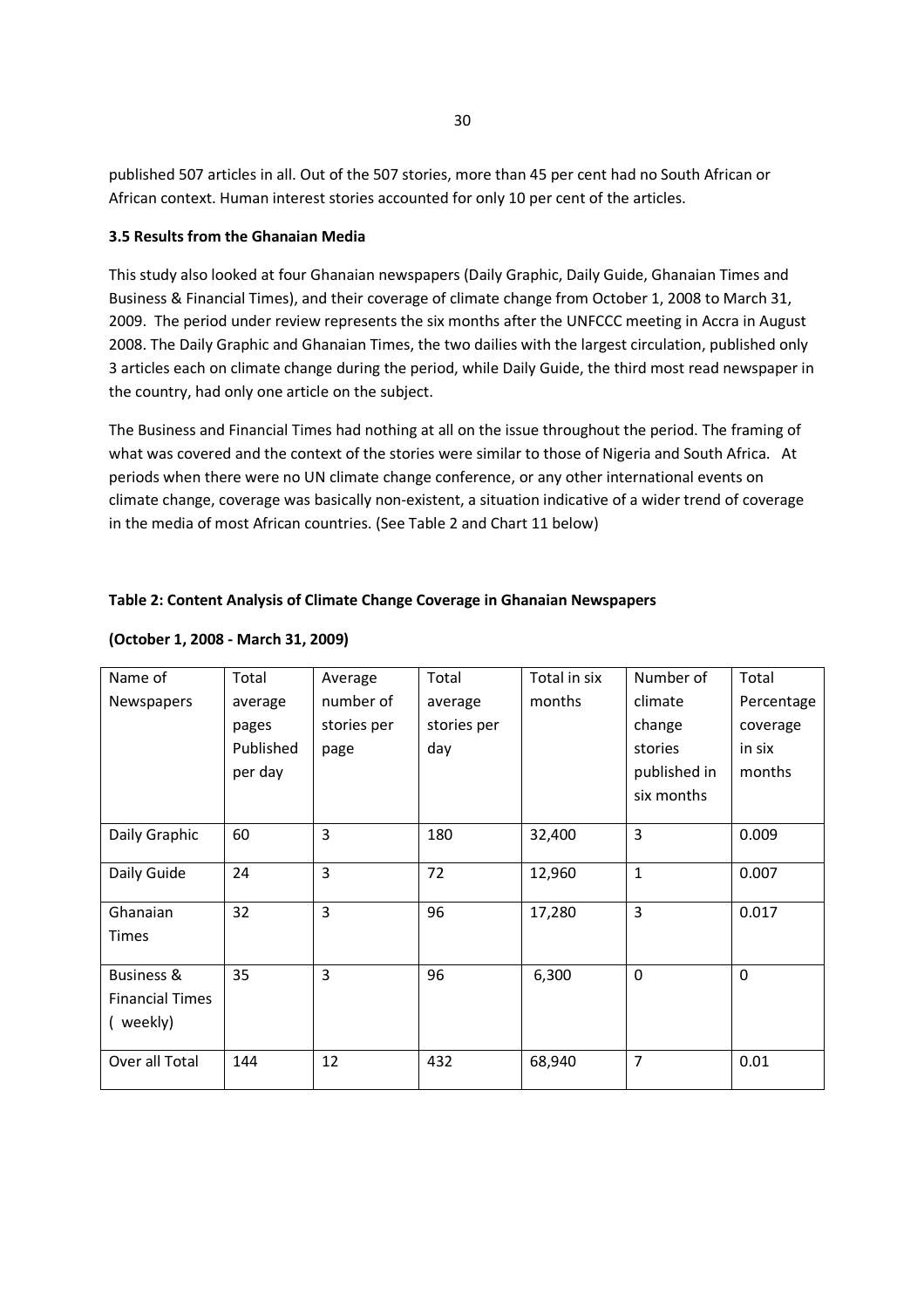published 507 articles in all. Out of the 507 stories, more than 45 per cent had no South African or African context. Human interest stories accounted for only 10 per cent of the articles.

### 3.5 Results from the Ghanaian Media

This study also looked at four Ghanaian newspapers (Daily Graphic, Daily Guide, Ghanaian Times and Business & Financial Times), and their coverage of climate change from October 1, 2008 to March 31, 2009. The period under review represents the six months after the UNFCCC meeting in Accra in August 2008. The Daily Graphic and Ghanaian Times, the two dailies with the largest circulation, published only 3 articles each on climate change during the period, while Daily Guide, the third most read newspaper in the country, had only one article on the subject.

The Business and Financial Times had nothing at all on the issue throughout the period. The framing of what was covered and the context of the stories were similar to those of Nigeria and South Africa. At periods when there were no UN climate change conference, or any other international events on climate change, coverage was basically non-existent, a situation indicative of a wider trend of coverage in the media of most African countries. (See Table 2 and Chart 11 below)

**Table 2: Content Analysis of Climate Change Coverage in Ghanaian Newspapers**

**(October 1, 2008 - March 31, 2009)**

| Name of Newspapers | Total average pages Published per day | Average number of stories per page | Total average stories per day | Total in six months | Number of climate change stories published in six months | Total Percentage coverage in six months |
|---|---|---|---|---|---|---|
| Daily Graphic | 60 | 3 | 180 | 32,400 | 3 | 0.009 |
| Daily Guide | 24 | 3 | 72 | 12,960 | 1 | 0.007 |
| Ghanaian Times | 32 | 3 | 96 | 17,280 | 3 | 0.017 |
| Business & Financial Times ( weekly) | 35 | 3 | 96 | 6,300 | 0 | 0 |
| Over all Total | 144 | 12 | 432 | 68,940 | 7 | 0.01 |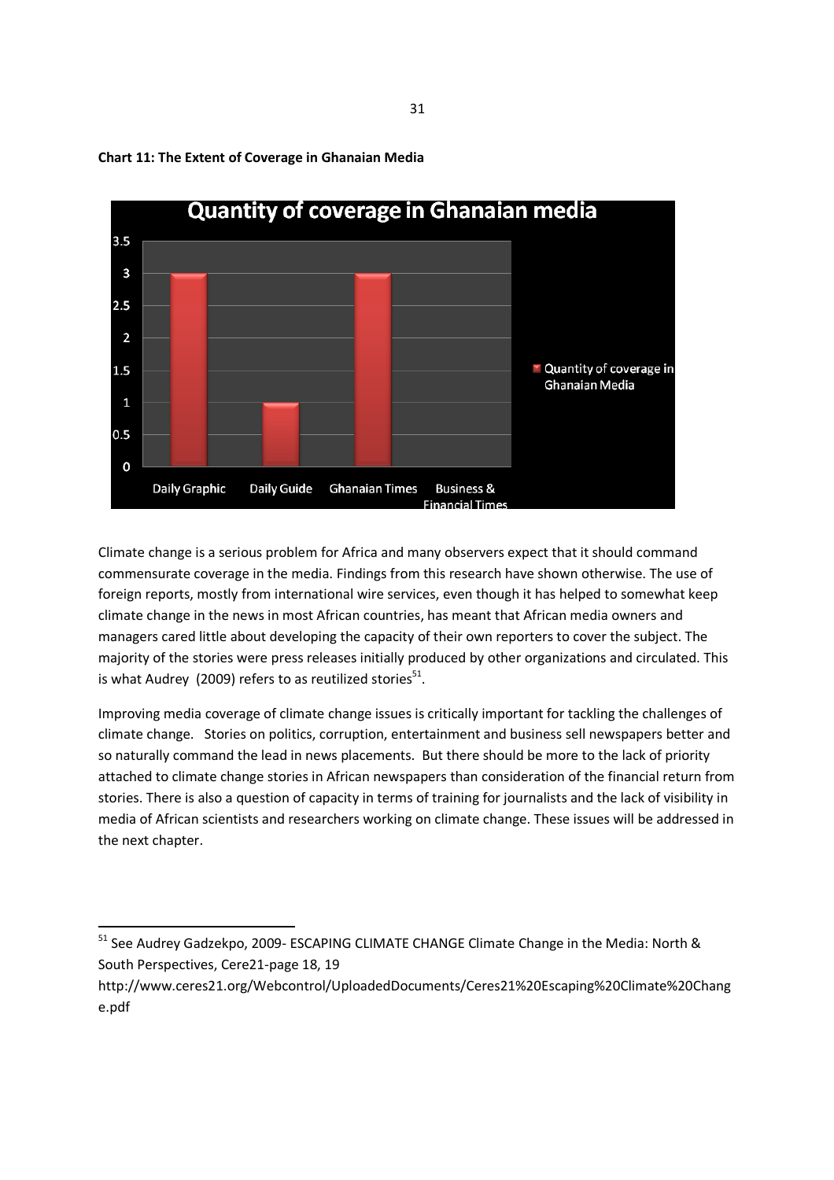**Chart 11: The Extent of Coverage in Ghanaian Media**

| | Quantity of coverage in Ghanaian Media |
|---|---|
| Daily Graphic | 3 |
| Daily Guide | 1 |
| Ghanaian Times | 3 |
| Business & Financial Times | 0 |

Climate change is a serious problem for Africa and many observers expect that it should command commensurate coverage in the media. Findings from this research have shown otherwise. The use of foreign reports, mostly from international wire services, even though it has helped to somewhat keep climate change in the news in most African countries, has meant that African media owners and managers cared little about developing the capacity of their own reporters to cover the subject. The majority of the stories were press releases initially produced by other organizations and circulated. This is what Audrey (2009) refers to as reutilized stories[51].

Improving media coverage of climate change issues is critically important for tackling the challenges of climate change. Stories on politics, corruption, entertainment and business sell newspapers better and so naturally command the lead in news placements. But there should be more to the lack of priority attached to climate change stories in African newspapers than consideration of the financial return from stories. There is also a question of capacity in terms of training for journalists and the lack of visibility in media of African scientists and researchers working on climate change. These issues will be addressed in the next chapter.

---

[51] See Audrey Gadzekpo, 2009- ESCAPING CLIMATE CHANGE Climate Change in the Media: North & South Perspectives, Cere21-page 18, 19 http://www.ceres21.org/Webcontrol/UploadedDocuments/Ceres21%20Escaping%20Climate%20Change.pdf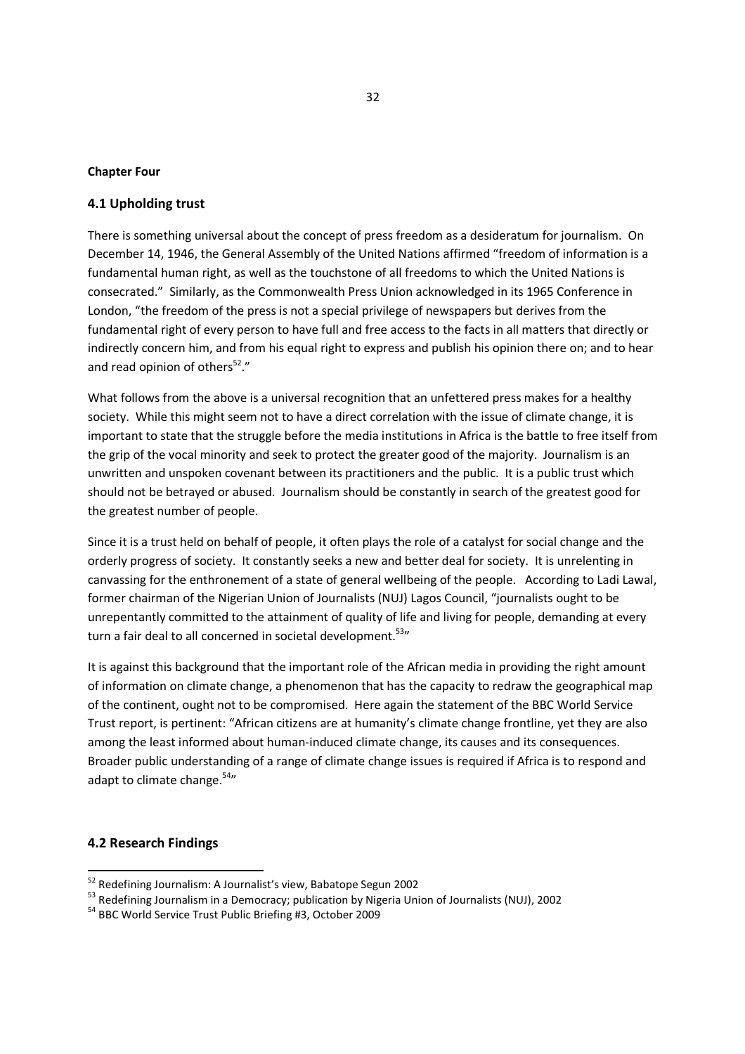**Chapter Four**

## 4.1 Upholding trust

There is something universal about the concept of press freedom as a desideratum for journalism. On December 14, 1946, the General Assembly of the United Nations affirmed "freedom of information is a fundamental human right, as well as the touchstone of all freedoms to which the United Nations is consecrated." Similarly, as the Commonwealth Press Union acknowledged in its 1965 Conference in London, "the freedom of the press is not a special privilege of newspapers but derives from the fundamental right of every person to have full and free access to the facts in all matters that directly or indirectly concern him, and from his equal right to express and publish his opinion there on; and to hear and read opinion of others[52]."

What follows from the above is a universal recognition that an unfettered press makes for a healthy society. While this might seem not to have a direct correlation with the issue of climate change, it is important to state that the struggle before the media institutions in Africa is the battle to free itself from the grip of the vocal minority and seek to protect the greater good of the majority. Journalism is an unwritten and unspoken covenant between its practitioners and the public. It is a public trust which should not be betrayed or abused. Journalism should be constantly in search of the greatest good for the greatest number of people.

Since it is a trust held on behalf of people, it often plays the role of a catalyst for social change and the orderly progress of society. It constantly seeks a new and better deal for society. It is unrelenting in canvassing for the enthronement of a state of general wellbeing of the people. According to Ladi Lawal, former chairman of the Nigerian Union of Journalists (NUJ) Lagos Council, "journalists ought to be unrepentantly committed to the attainment of quality of life and living for people, demanding at every turn a fair deal to all concerned in societal development.[53]"

It is against this background that the important role of the African media in providing the right amount of information on climate change, a phenomenon that has the capacity to redraw the geographical map of the continent, ought not to be compromised. Here again the statement of the BBC World Service Trust report, is pertinent: "African citizens are at humanity's climate change frontline, yet they are also among the least informed about human-induced climate change, its causes and its consequences. Broader public understanding of a range of climate change issues is required if Africa is to respond and adapt to climate change.[54]"

## 4.2 Research Findings

---

[52] Redefining Journalism: A Journalist's view, Babatope Segun 2002

[53] Redefining Journalism in a Democracy; publication by Nigeria Union of Journalists (NUJ), 2002

[54] BBC World Service Trust Public Briefing #3, October 2009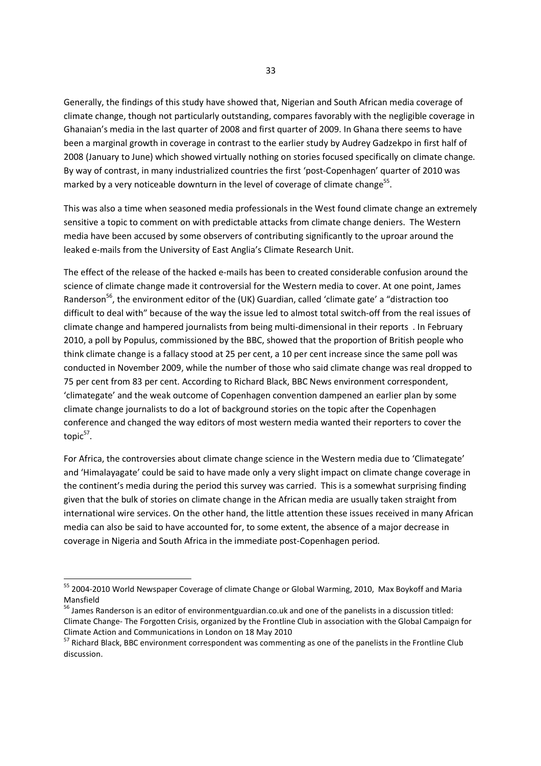Generally, the findings of this study have showed that, Nigerian and South African media coverage of climate change, though not particularly outstanding, compares favorably with the negligible coverage in Ghanaian's media in the last quarter of 2008 and first quarter of 2009. In Ghana there seems to have been a marginal growth in coverage in contrast to the earlier study by Audrey Gadzekpo in first half of 2008 (January to June) which showed virtually nothing on stories focused specifically on climate change. By way of contrast, in many industrialized countries the first 'post-Copenhagen' quarter of 2010 was marked by a very noticeable downturn in the level of coverage of climate change[55].

This was also a time when seasoned media professionals in the West found climate change an extremely sensitive a topic to comment on with predictable attacks from climate change deniers. The Western media have been accused by some observers of contributing significantly to the uproar around the leaked e-mails from the University of East Anglia's Climate Research Unit.

The effect of the release of the hacked e-mails has been to created considerable confusion around the science of climate change made it controversial for the Western media to cover. At one point, James Randerson[56], the environment editor of the (UK) Guardian, called 'climate gate' a "distraction too difficult to deal with" because of the way the issue led to almost total switch-off from the real issues of climate change and hampered journalists from being multi-dimensional in their reports . In February 2010, a poll by Populus, commissioned by the BBC, showed that the proportion of British people who think climate change is a fallacy stood at 25 per cent, a 10 per cent increase since the same poll was conducted in November 2009, while the number of those who said climate change was real dropped to 75 per cent from 83 per cent. According to Richard Black, BBC News environment correspondent, 'climategate' and the weak outcome of Copenhagen convention dampened an earlier plan by some climate change journalists to do a lot of background stories on the topic after the Copenhagen conference and changed the way editors of most western media wanted their reporters to cover the topic[57].

For Africa, the controversies about climate change science in the Western media due to 'Climategate' and 'Himalayagate' could be said to have made only a very slight impact on climate change coverage in the continent's media during the period this survey was carried. This is a somewhat surprising finding given that the bulk of stories on climate change in the African media are usually taken straight from international wire services. On the other hand, the little attention these issues received in many African media can also be said to have accounted for, to some extent, the absence of a major decrease in coverage in Nigeria and South Africa in the immediate post-Copenhagen period.

---

[55] 2004-2010 World Newspaper Coverage of climate Change or Global Warming, 2010, Max Boykoff and Maria Mansfield

[56] James Randerson is an editor of environmentguardian.co.uk and one of the panelists in a discussion titled: Climate Change- The Forgotten Crisis, organized by the Frontline Club in association with the Global Campaign for Climate Action and Communications in London on 18 May 2010

[57] Richard Black, BBC environment correspondent was commenting as one of the panelists in the Frontline Club discussion.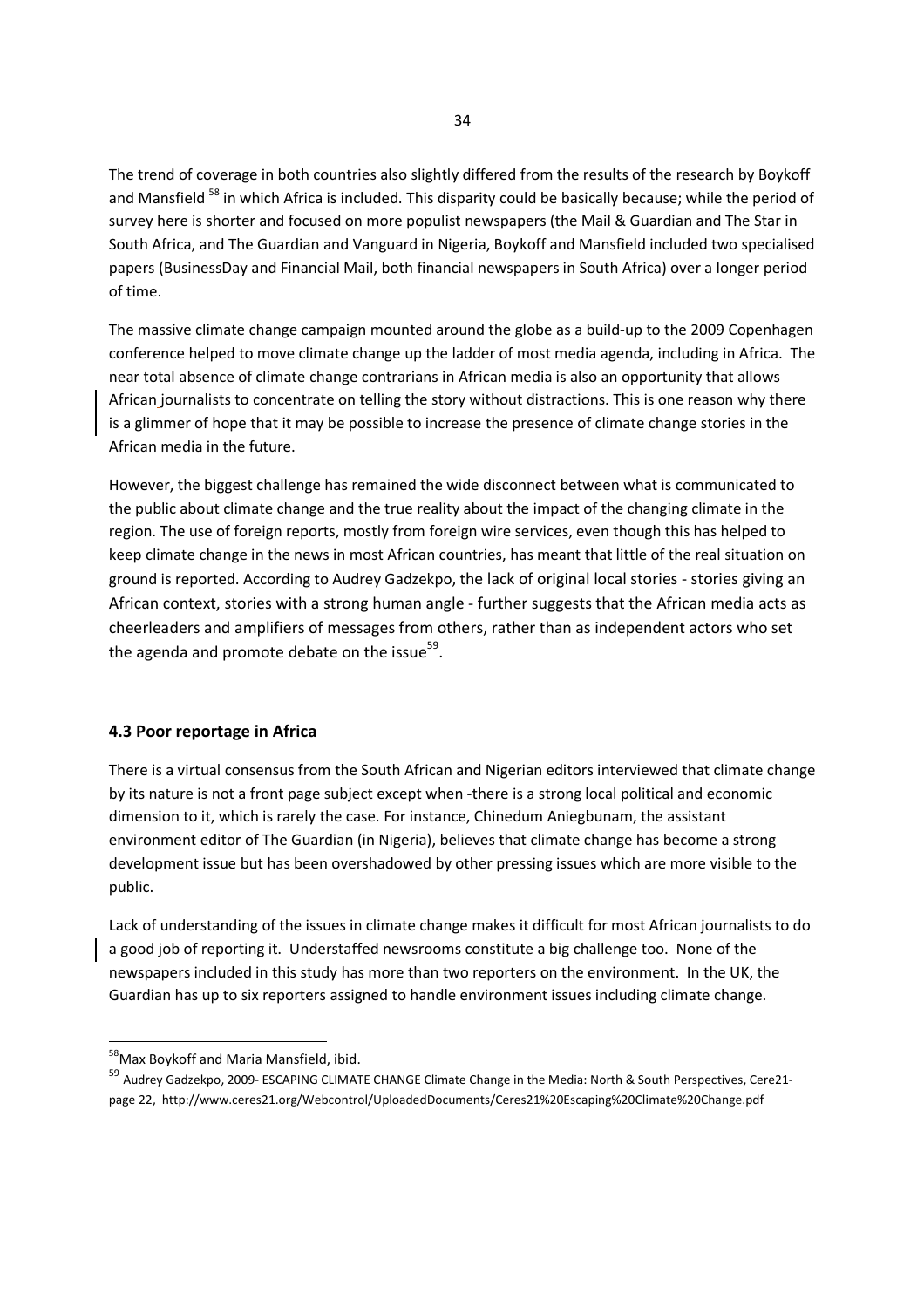The trend of coverage in both countries also slightly differed from the results of the research by Boykoff and Mansfield [58] in which Africa is included. This disparity could be basically because; while the period of survey here is shorter and focused on more populist newspapers (the Mail & Guardian and The Star in South Africa, and The Guardian and Vanguard in Nigeria, Boykoff and Mansfield included two specialised papers (BusinessDay and Financial Mail, both financial newspapers in South Africa) over a longer period of time.

The massive climate change campaign mounted around the globe as a build-up to the 2009 Copenhagen conference helped to move climate change up the ladder of most media agenda, including in Africa. The near total absence of climate change contrarians in African media is also an opportunity that allows African journalists to concentrate on telling the story without distractions. This is one reason why there is a glimmer of hope that it may be possible to increase the presence of climate change stories in the African media in the future.

However, the biggest challenge has remained the wide disconnect between what is communicated to the public about climate change and the true reality about the impact of the changing climate in the region. The use of foreign reports, mostly from foreign wire services, even though this has helped to keep climate change in the news in most African countries, has meant that little of the real situation on ground is reported. According to Audrey Gadzekpo, the lack of original local stories - stories giving an African context, stories with a strong human angle - further suggests that the African media acts as cheerleaders and amplifiers of messages from others, rather than as independent actors who set the agenda and promote debate on the issue[59].

### 4.3 Poor reportage in Africa

There is a virtual consensus from the South African and Nigerian editors interviewed that climate change by its nature is not a front page subject except when -there is a strong local political and economic dimension to it, which is rarely the case. For instance, Chinedum Aniegbunam, the assistant environment editor of The Guardian (in Nigeria), believes that climate change has become a strong development issue but has been overshadowed by other pressing issues which are more visible to the public.

Lack of understanding of the issues in climate change makes it difficult for most African journalists to do a good job of reporting it. Understaffed newsrooms constitute a big challenge too. None of the newspapers included in this study has more than two reporters on the environment. In the UK, the Guardian has up to six reporters assigned to handle environment issues including climate change.

---

[58] Max Boykoff and Maria Mansfield, ibid.

[59] Audrey Gadzekpo, 2009- ESCAPING CLIMATE CHANGE Climate Change in the Media: North & South Perspectives, Cere21- page 22, http://www.ceres21.org/Webcontrol/UploadedDocuments/Ceres21%20Escaping%20Climate%20Change.pdf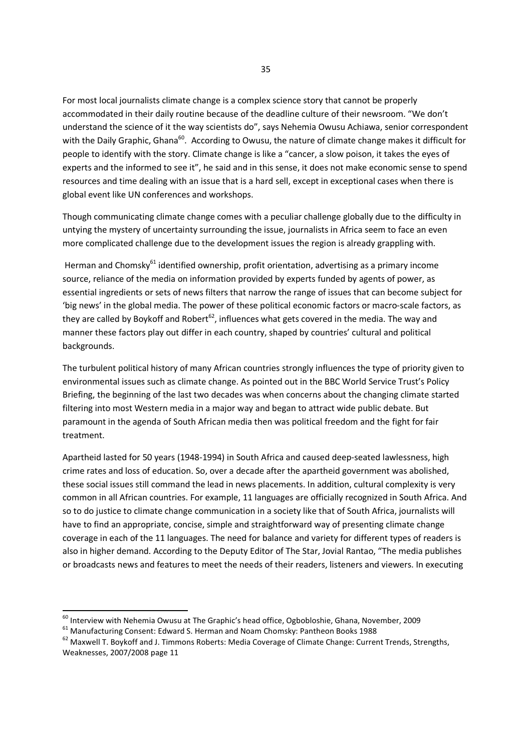For most local journalists climate change is a complex science story that cannot be properly accommodated in their daily routine because of the deadline culture of their newsroom. "We don't understand the science of it the way scientists do", says Nehemia Owusu Achiawa, senior correspondent with the Daily Graphic, Ghana[60]. According to Owusu, the nature of climate change makes it difficult for people to identify with the story. Climate change is like a "cancer, a slow poison, it takes the eyes of experts and the informed to see it", he said and in this sense, it does not make economic sense to spend resources and time dealing with an issue that is a hard sell, except in exceptional cases when there is global event like UN conferences and workshops.

Though communicating climate change comes with a peculiar challenge globally due to the difficulty in untying the mystery of uncertainty surrounding the issue, journalists in Africa seem to face an even more complicated challenge due to the development issues the region is already grappling with.

Herman and Chomsky[61] identified ownership, profit orientation, advertising as a primary income source, reliance of the media on information provided by experts funded by agents of power, as essential ingredients or sets of news filters that narrow the range of issues that can become subject for 'big news' in the global media. The power of these political economic factors or macro-scale factors, as they are called by Boykoff and Robert[62], influences what gets covered in the media. The way and manner these factors play out differ in each country, shaped by countries' cultural and political backgrounds.

The turbulent political history of many African countries strongly influences the type of priority given to environmental issues such as climate change. As pointed out in the BBC World Service Trust's Policy Briefing, the beginning of the last two decades was when concerns about the changing climate started filtering into most Western media in a major way and began to attract wide public debate. But paramount in the agenda of South African media then was political freedom and the fight for fair treatment.

Apartheid lasted for 50 years (1948-1994) in South Africa and caused deep-seated lawlessness, high crime rates and loss of education. So, over a decade after the apartheid government was abolished, these social issues still command the lead in news placements. In addition, cultural complexity is very common in all African countries. For example, 11 languages are officially recognized in South Africa. And so to do justice to climate change communication in a society like that of South Africa, journalists will have to find an appropriate, concise, simple and straightforward way of presenting climate change coverage in each of the 11 languages. The need for balance and variety for different types of readers is also in higher demand. According to the Deputy Editor of The Star, Jovial Rantao, "The media publishes or broadcasts news and features to meet the needs of their readers, listeners and viewers. In executing

---

[60] Interview with Nehemia Owusu at The Graphic's head office, Ogbobloshie, Ghana, November, 2009

[61] Manufacturing Consent: Edward S. Herman and Noam Chomsky: Pantheon Books 1988

[62] Maxwell T. Boykoff and J. Timmons Roberts: Media Coverage of Climate Change: Current Trends, Strengths, Weaknesses, 2007/2008 page 11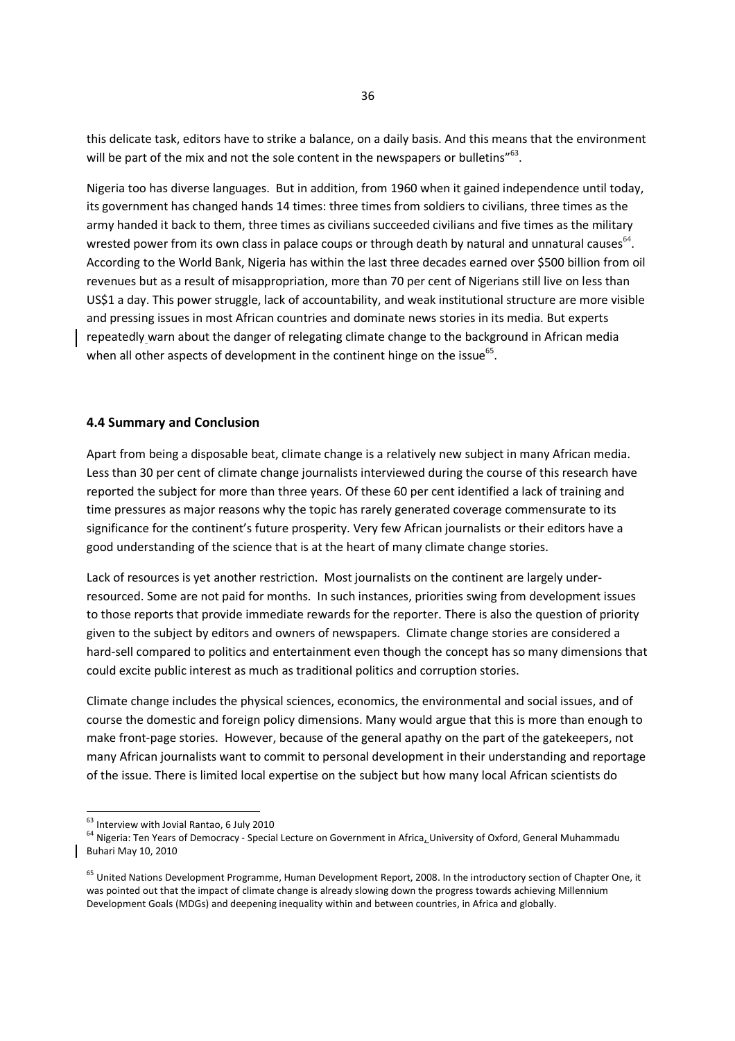this delicate task, editors have to strike a balance, on a daily basis. And this means that the environment will be part of the mix and not the sole content in the newspapers or bulletins"[63].

Nigeria too has diverse languages. But in addition, from 1960 when it gained independence until today, its government has changed hands 14 times: three times from soldiers to civilians, three times as the army handed it back to them, three times as civilians succeeded civilians and five times as the military wrested power from its own class in palace coups or through death by natural and unnatural causes[64]. According to the World Bank, Nigeria has within the last three decades earned over $500 billion from oil revenues but as a result of misappropriation, more than 70 per cent of Nigerians still live on less than US$1 a day. This power struggle, lack of accountability, and weak institutional structure are more visible and pressing issues in most African countries and dominate news stories in its media. But experts repeatedly warn about the danger of relegating climate change to the background in African media when all other aspects of development in the continent hinge on the issue[65].

### 4.4 Summary and Conclusion

Apart from being a disposable beat, climate change is a relatively new subject in many African media. Less than 30 per cent of climate change journalists interviewed during the course of this research have reported the subject for more than three years. Of these 60 per cent identified a lack of training and time pressures as major reasons why the topic has rarely generated coverage commensurate to its significance for the continent's future prosperity. Very few African journalists or their editors have a good understanding of the science that is at the heart of many climate change stories.

Lack of resources is yet another restriction. Most journalists on the continent are largely under-resourced. Some are not paid for months. In such instances, priorities swing from development issues to those reports that provide immediate rewards for the reporter. There is also the question of priority given to the subject by editors and owners of newspapers. Climate change stories are considered a hard-sell compared to politics and entertainment even though the concept has so many dimensions that could excite public interest as much as traditional politics and corruption stories.

Climate change includes the physical sciences, economics, the environmental and social issues, and of course the domestic and foreign policy dimensions. Many would argue that this is more than enough to make front-page stories. However, because of the general apathy on the part of the gatekeepers, not many African journalists want to commit to personal development in their understanding and reportage of the issue. There is limited local expertise on the subject but how many local African scientists do

---

[63] Interview with Jovial Rantao, 6 July 2010

[64] Nigeria: Ten Years of Democracy - Special Lecture on Government in Africa, University of Oxford, General Muhammadu Buhari May 10, 2010

[65] United Nations Development Programme, Human Development Report, 2008. In the introductory section of Chapter One, it was pointed out that the impact of climate change is already slowing down the progress towards achieving Millennium Development Goals (MDGs) and deepening inequality within and between countries, in Africa and globally.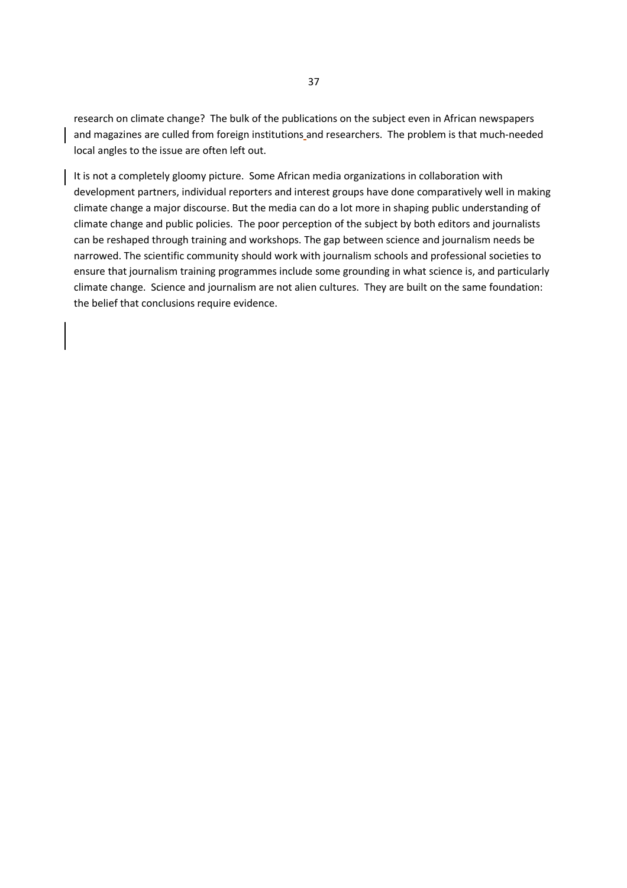research on climate change? The bulk of the publications on the subject even in African newspapers and magazines are culled from foreign institutions and researchers. The problem is that much-needed local angles to the issue are often left out.

It is not a completely gloomy picture. Some African media organizations in collaboration with development partners, individual reporters and interest groups have done comparatively well in making climate change a major discourse. But the media can do a lot more in shaping public understanding of climate change and public policies. The poor perception of the subject by both editors and journalists can be reshaped through training and workshops. The gap between science and journalism needs be narrowed. The scientific community should work with journalism schools and professional societies to ensure that journalism training programmes include some grounding in what science is, and particularly climate change. Science and journalism are not alien cultures. They are built on the same foundation: the belief that conclusions require evidence.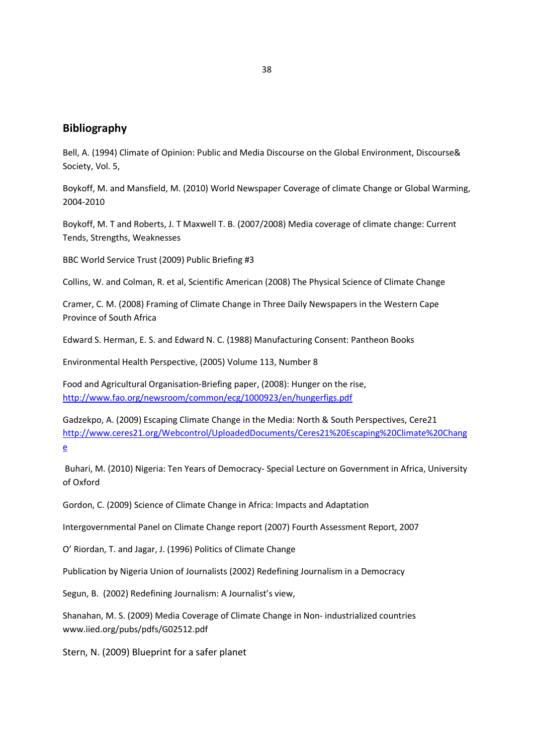## Bibliography

Bell, A. (1994) Climate of Opinion: Public and Media Discourse on the Global Environment, Discourse& Society, Vol. 5,

Boykoff, M. and Mansfield, M. (2010) World Newspaper Coverage of climate Change or Global Warming, 2004-2010

Boykoff, M. T and Roberts, J. T Maxwell T. B. (2007/2008) Media coverage of climate change: Current Tends, Strengths, Weaknesses

BBC World Service Trust (2009) Public Briefing #3

Collins, W. and Colman, R. et al, Scientific American (2008) The Physical Science of Climate Change

Cramer, C. M. (2008) Framing of Climate Change in Three Daily Newspapers in the Western Cape Province of South Africa

Edward S. Herman, E. S. and Edward N. C. (1988) Manufacturing Consent: Pantheon Books

Environmental Health Perspective, (2005) Volume 113, Number 8

Food and Agricultural Organisation-Briefing paper, (2008): Hunger on the rise, http://www.fao.org/newsroom/common/ecg/1000923/en/hungerfigs.pdf

Gadzekpo, A. (2009) Escaping Climate Change in the Media: North & South Perspectives, Cere21 http://www.ceres21.org/Webcontrol/UploadedDocuments/Ceres21%20Escaping%20Climate%20Change

Buhari, M. (2010) Nigeria: Ten Years of Democracy- Special Lecture on Government in Africa, University of Oxford

Gordon, C. (2009) Science of Climate Change in Africa: Impacts and Adaptation

Intergovernmental Panel on Climate Change report (2007) Fourth Assessment Report, 2007

O' Riordan, T. and Jagar, J. (1996) Politics of Climate Change

Publication by Nigeria Union of Journalists (2002) Redefining Journalism in a Democracy

Segun, B. (2002) Redefining Journalism: A Journalist's view,

Shanahan, M. S. (2009) Media Coverage of Climate Change in Non- industrialized countries www.iied.org/pubs/pdfs/G02512.pdf

Stern, N. (2009) Blueprint for a safer planet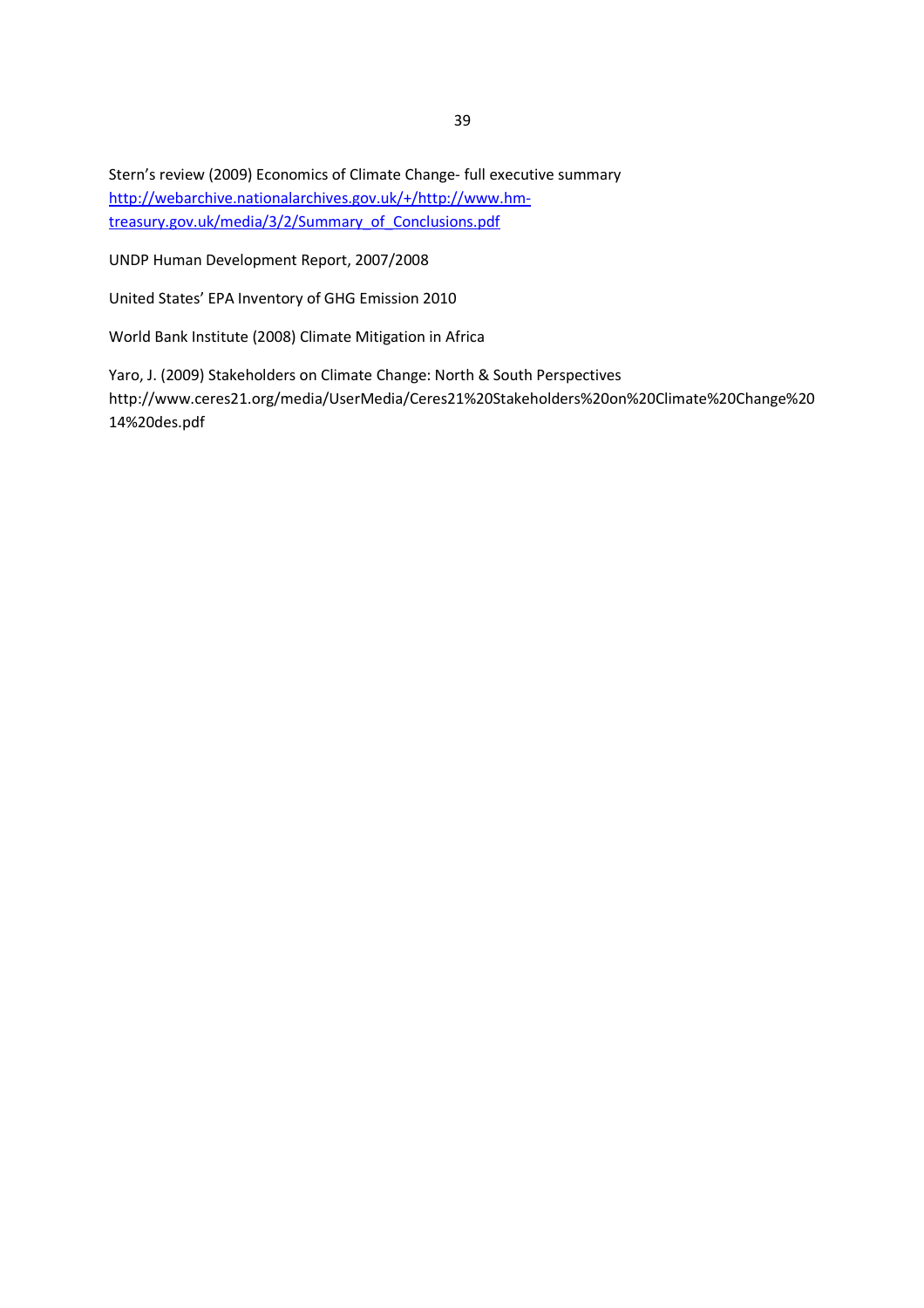Stern's review (2009) Economics of Climate Change- full executive summary
http://webarchive.nationalarchives.gov.uk/+/http://www.hm-treasury.gov.uk/media/3/2/Summary_of_Conclusions.pdf

UNDP Human Development Report, 2007/2008

United States' EPA Inventory of GHG Emission 2010

World Bank Institute (2008) Climate Mitigation in Africa

Yaro, J. (2009) Stakeholders on Climate Change: North & South Perspectives
http://www.ceres21.org/media/UserMedia/Ceres21%20Stakeholders%20on%20Climate%20Change%2014%20des.pdf